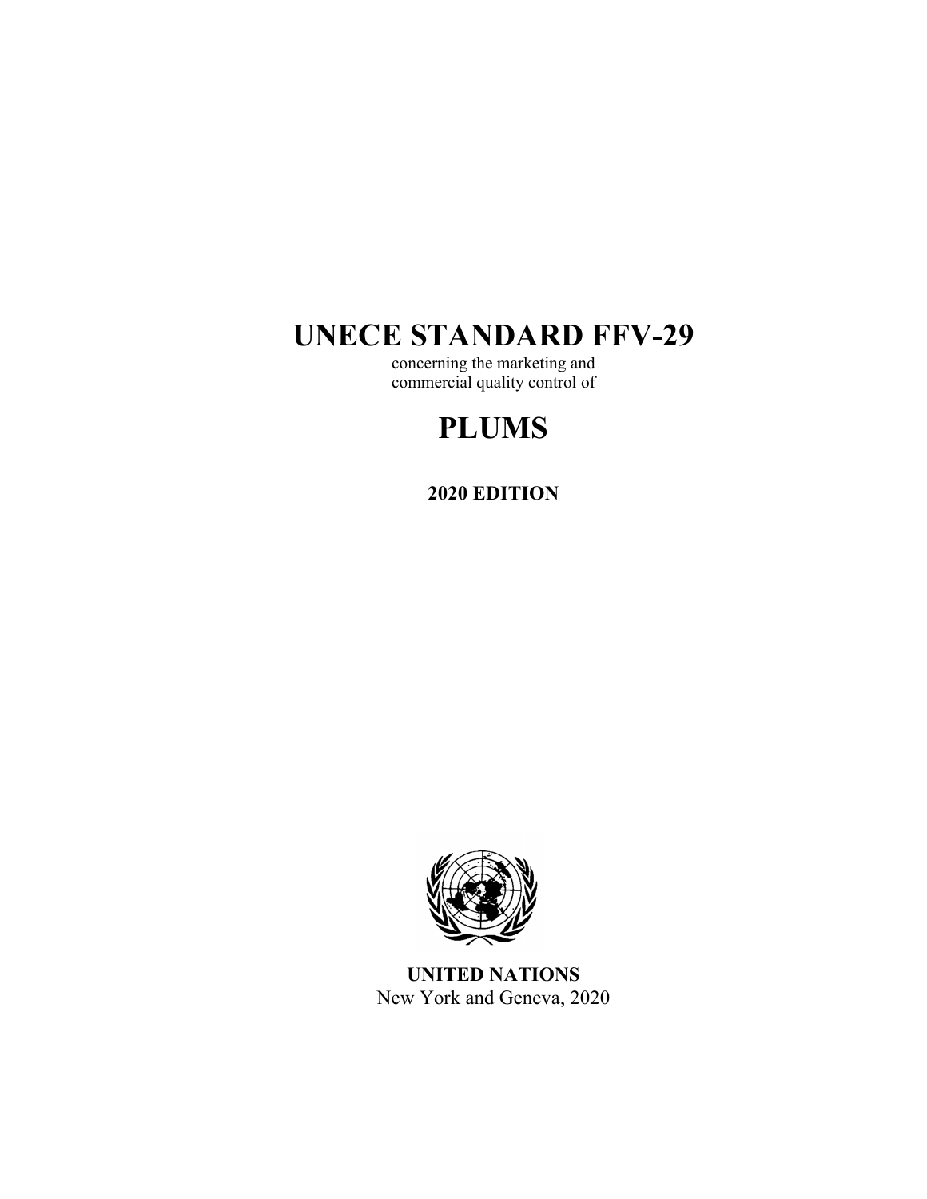# UNECE STANDARD FFV-29

concerning the marketing and
commercial quality control of

# PLUMS

**2020 EDITION**

**UNITED NATIONS**
New York and Geneva, 2020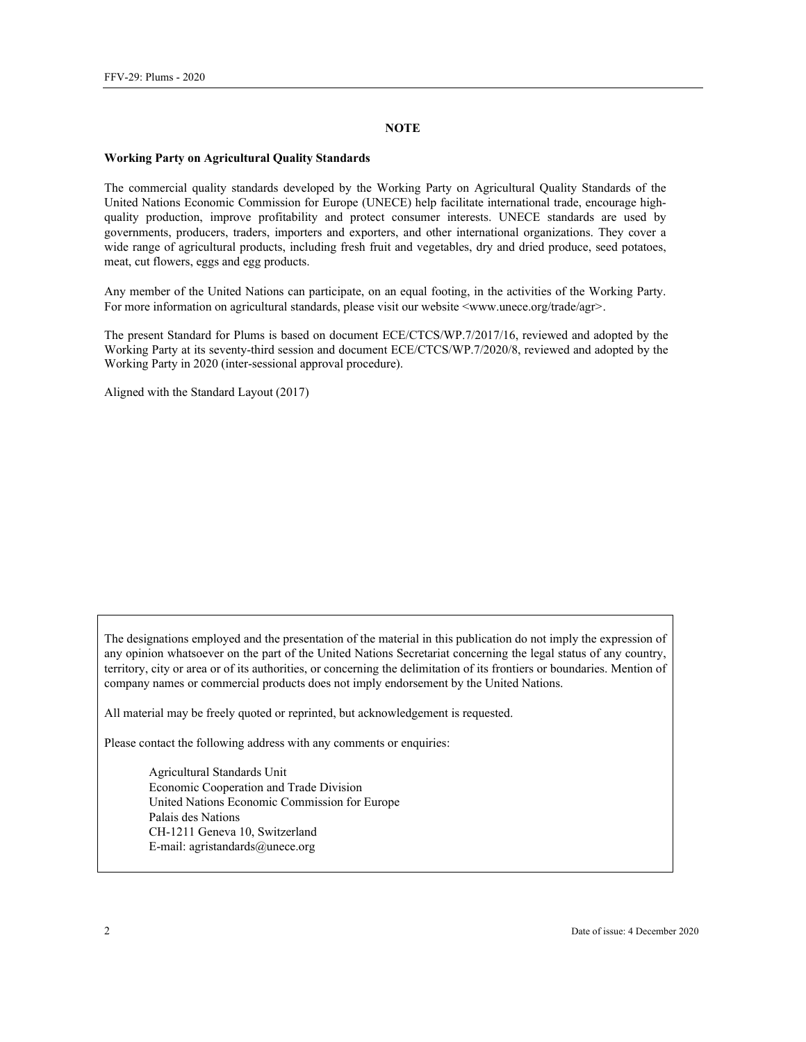## NOTE

**Working Party on Agricultural Quality Standards**

The commercial quality standards developed by the Working Party on Agricultural Quality Standards of the United Nations Economic Commission for Europe (UNECE) help facilitate international trade, encourage high-quality production, improve profitability and protect consumer interests. UNECE standards are used by governments, producers, traders, importers and exporters, and other international organizations. They cover a wide range of agricultural products, including fresh fruit and vegetables, dry and dried produce, seed potatoes, meat, cut flowers, eggs and egg products.

Any member of the United Nations can participate, on an equal footing, in the activities of the Working Party. For more information on agricultural standards, please visit our website <www.unece.org/trade/agr>.

The present Standard for Plums is based on document ECE/CTCS/WP.7/2017/16, reviewed and adopted by the Working Party at its seventy-third session and document ECE/CTCS/WP.7/2020/8, reviewed and adopted by the Working Party in 2020 (inter-sessional approval procedure).

Aligned with the Standard Layout (2017)

The designations employed and the presentation of the material in this publication do not imply the expression of any opinion whatsoever on the part of the United Nations Secretariat concerning the legal status of any country, territory, city or area or of its authorities, or concerning the delimitation of its frontiers or boundaries. Mention of company names or commercial products does not imply endorsement by the United Nations.

All material may be freely quoted or reprinted, but acknowledgement is requested.

Please contact the following address with any comments or enquiries:

Agricultural Standards Unit
Economic Cooperation and Trade Division
United Nations Economic Commission for Europe
Palais des Nations
CH-1211 Geneva 10, Switzerland
E-mail: agristandards@unece.org

Date of issue: 4 December 2020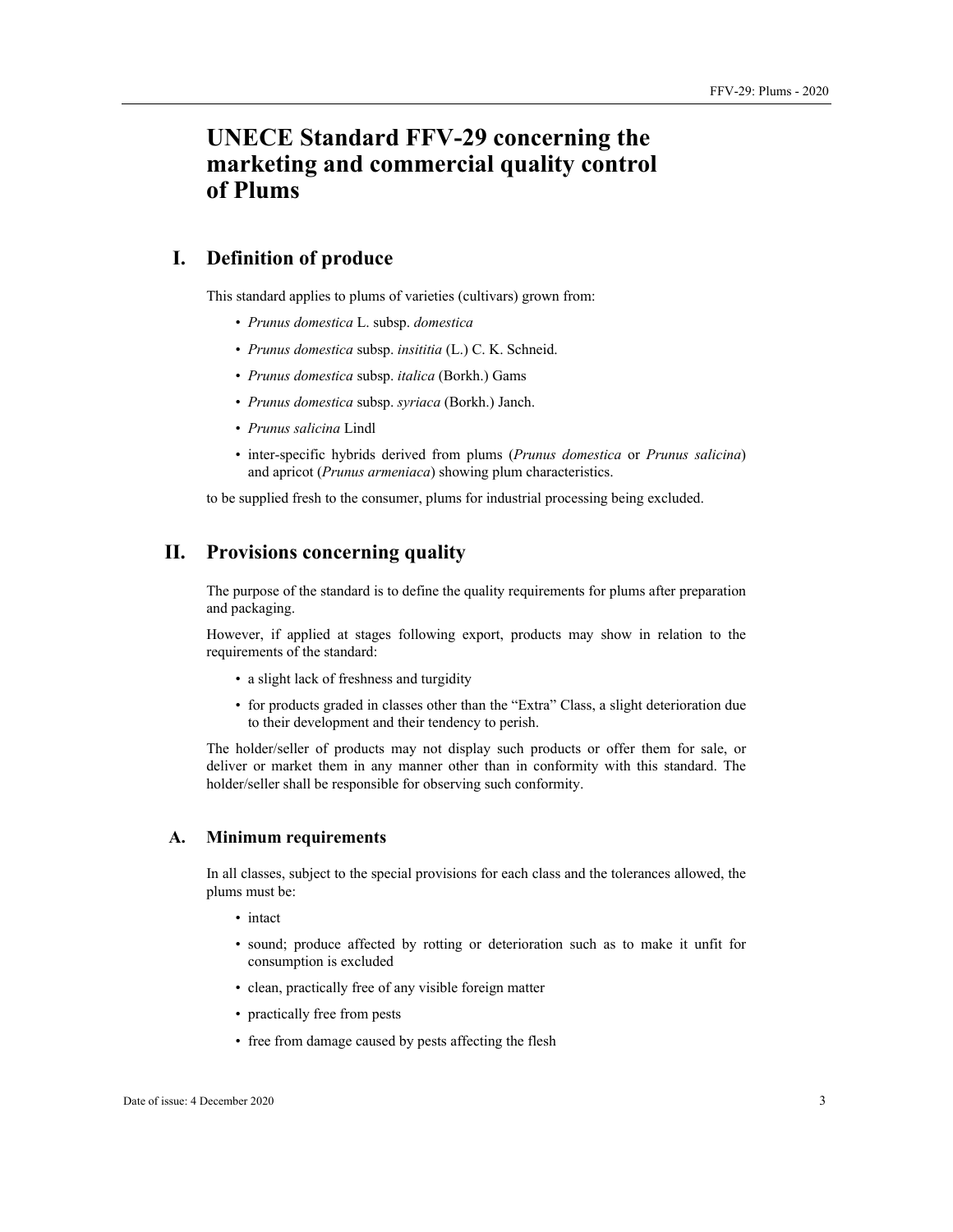# UNECE Standard FFV-29 concerning the marketing and commercial quality control of Plums

## I. Definition of produce

This standard applies to plums of varieties (cultivars) grown from:

- *Prunus domestica* L. subsp. *domestica*
- *Prunus domestica* subsp. *insititia* (L.) C. K. Schneid.
- *Prunus domestica* subsp. *italica* (Borkh.) Gams
- *Prunus domestica* subsp. *syriaca* (Borkh.) Janch.
- *Prunus salicina* Lindl
- inter-specific hybrids derived from plums (*Prunus domestica* or *Prunus salicina*) and apricot (*Prunus armeniaca*) showing plum characteristics.

to be supplied fresh to the consumer, plums for industrial processing being excluded.

## II. Provisions concerning quality

The purpose of the standard is to define the quality requirements for plums after preparation and packaging.

However, if applied at stages following export, products may show in relation to the requirements of the standard:

- a slight lack of freshness and turgidity
- for products graded in classes other than the "Extra" Class, a slight deterioration due to their development and their tendency to perish.

The holder/seller of products may not display such products or offer them for sale, or deliver or market them in any manner other than in conformity with this standard. The holder/seller shall be responsible for observing such conformity.

### A. Minimum requirements

In all classes, subject to the special provisions for each class and the tolerances allowed, the plums must be:

- intact
- sound; produce affected by rotting or deterioration such as to make it unfit for consumption is excluded
- clean, practically free of any visible foreign matter
- practically free from pests
- free from damage caused by pests affecting the flesh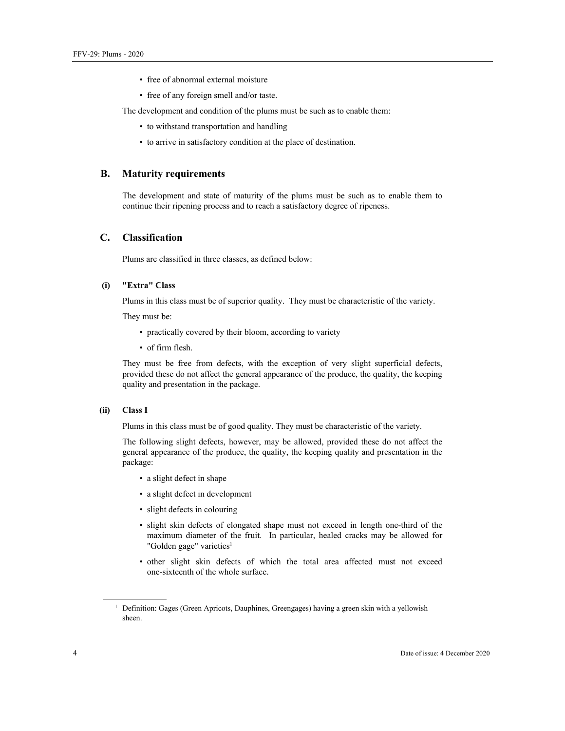- free of abnormal external moisture
- free of any foreign smell and/or taste.

The development and condition of the plums must be such as to enable them:

- to withstand transportation and handling
- to arrive in satisfactory condition at the place of destination.

## B. Maturity requirements

The development and state of maturity of the plums must be such as to enable them to continue their ripening process and to reach a satisfactory degree of ripeness.

## C. Classification

Plums are classified in three classes, as defined below:

### (i) "Extra" Class

Plums in this class must be of superior quality. They must be characteristic of the variety.

They must be:

- practically covered by their bloom, according to variety
- of firm flesh.

They must be free from defects, with the exception of very slight superficial defects, provided these do not affect the general appearance of the produce, the quality, the keeping quality and presentation in the package.

### (ii) Class I

Plums in this class must be of good quality. They must be characteristic of the variety.

The following slight defects, however, may be allowed, provided these do not affect the general appearance of the produce, the quality, the keeping quality and presentation in the package:

- a slight defect in shape
- a slight defect in development
- slight defects in colouring
- slight skin defects of elongated shape must not exceed in length one-third of the maximum diameter of the fruit. In particular, healed cracks may be allowed for "Golden gage" varieties[1]
- other slight skin defects of which the total area affected must not exceed one-sixteenth of the whole surface.

[1] Definition: Gages (Green Apricots, Dauphines, Greengages) having a green skin with a yellowish sheen.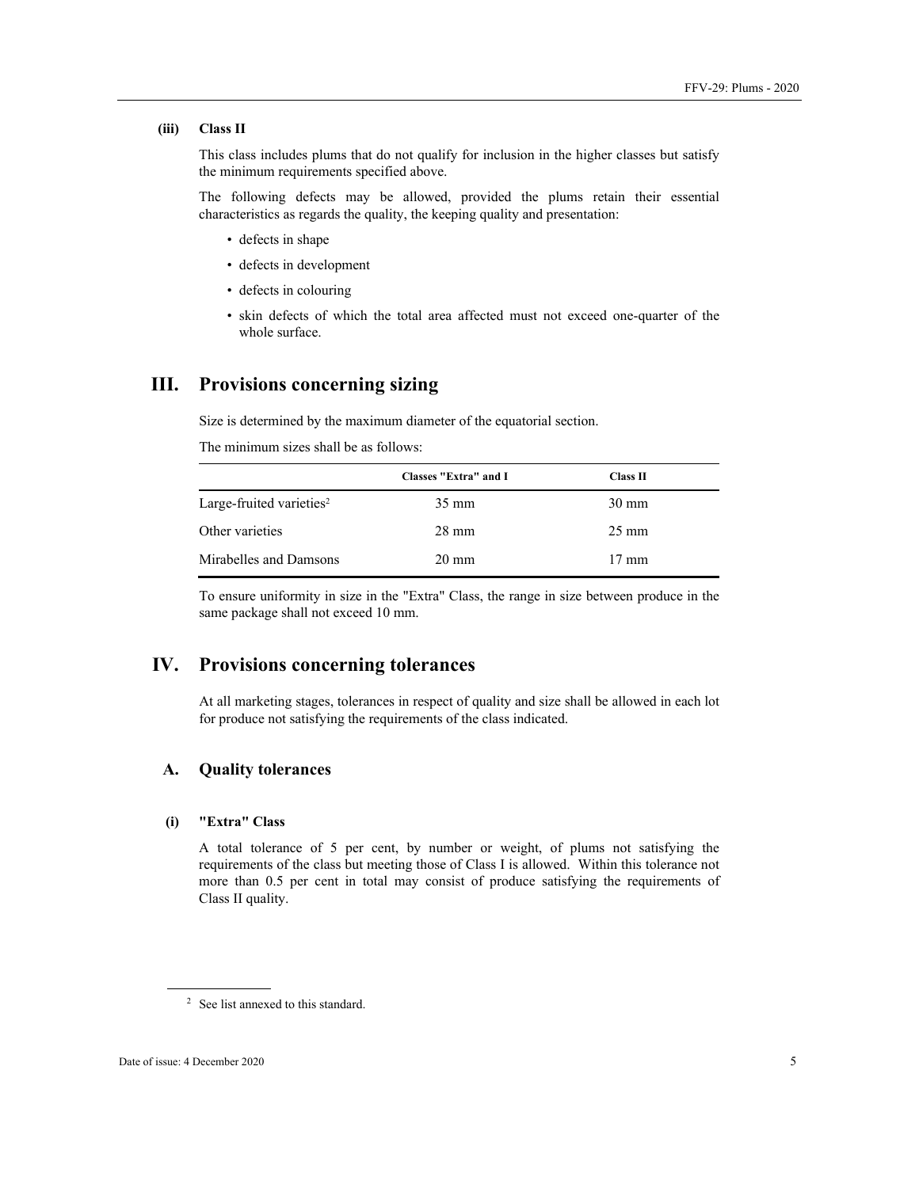### (iii) Class II

This class includes plums that do not qualify for inclusion in the higher classes but satisfy the minimum requirements specified above.

The following defects may be allowed, provided the plums retain their essential characteristics as regards the quality, the keeping quality and presentation:

- defects in shape
- defects in development
- defects in colouring
- skin defects of which the total area affected must not exceed one-quarter of the whole surface.

# III. Provisions concerning sizing

Size is determined by the maximum diameter of the equatorial section.

The minimum sizes shall be as follows:

| | Classes "Extra" and I | Class II |
|---|---|---|
| Large-fruited varieties[2] | 35 mm | 30 mm |
| Other varieties | 28 mm | 25 mm |
| Mirabelles and Damsons | 20 mm | 17 mm |

To ensure uniformity in size in the "Extra" Class, the range in size between produce in the same package shall not exceed 10 mm.

# IV. Provisions concerning tolerances

At all marketing stages, tolerances in respect of quality and size shall be allowed in each lot for produce not satisfying the requirements of the class indicated.

## A. Quality tolerances

### (i) "Extra" Class

A total tolerance of 5 per cent, by number or weight, of plums not satisfying the requirements of the class but meeting those of Class I is allowed. Within this tolerance not more than 0.5 per cent in total may consist of produce satisfying the requirements of Class II quality.

[2] See list annexed to this standard.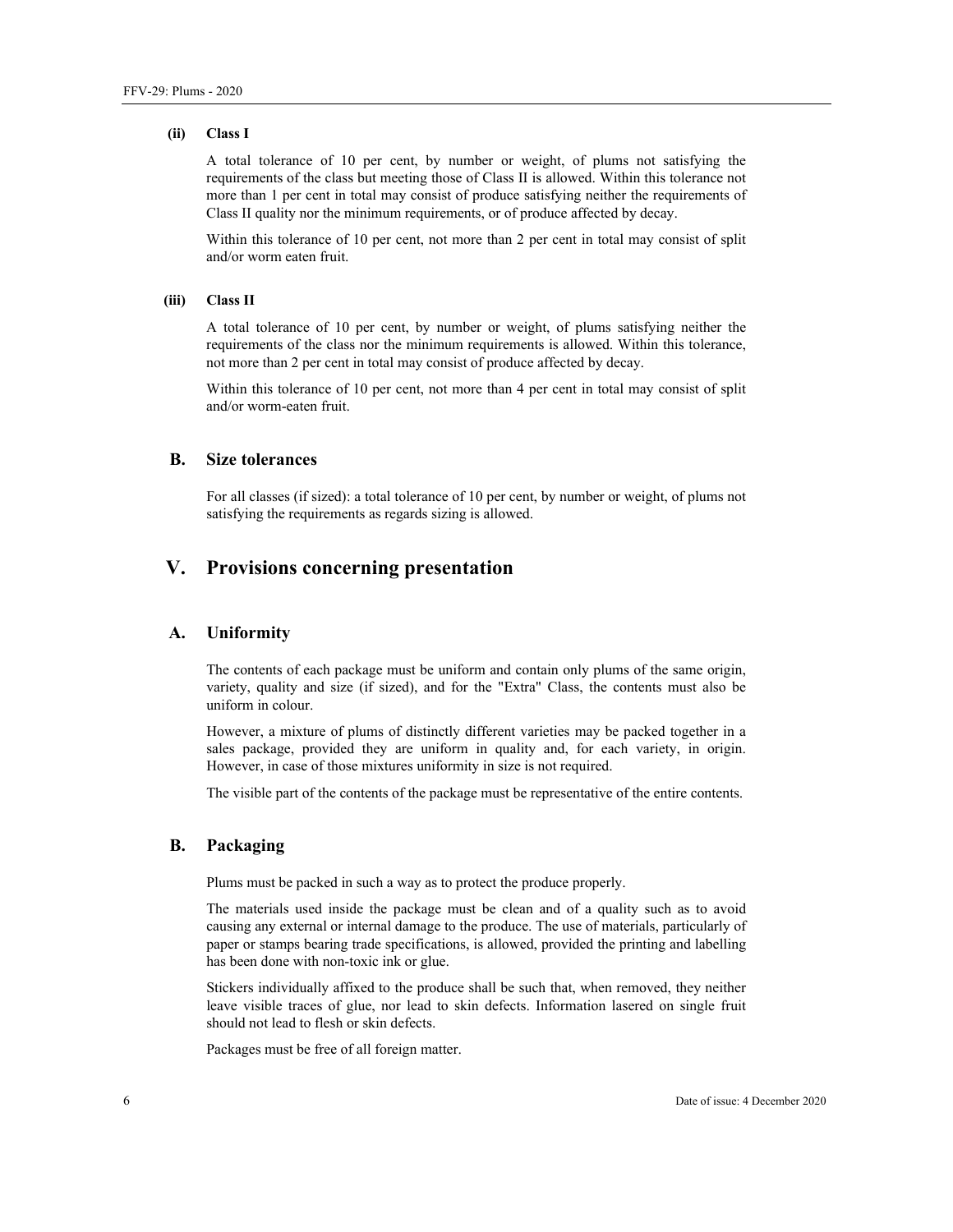#### (ii) Class I

A total tolerance of 10 per cent, by number or weight, of plums not satisfying the requirements of the class but meeting those of Class II is allowed. Within this tolerance not more than 1 per cent in total may consist of produce satisfying neither the requirements of Class II quality nor the minimum requirements, or of produce affected by decay.

Within this tolerance of 10 per cent, not more than 2 per cent in total may consist of split and/or worm eaten fruit.

#### (iii) Class II

A total tolerance of 10 per cent, by number or weight, of plums satisfying neither the requirements of the class nor the minimum requirements is allowed. Within this tolerance, not more than 2 per cent in total may consist of produce affected by decay.

Within this tolerance of 10 per cent, not more than 4 per cent in total may consist of split and/or worm-eaten fruit.

### B. Size tolerances

For all classes (if sized): a total tolerance of 10 per cent, by number or weight, of plums not satisfying the requirements as regards sizing is allowed.

## V. Provisions concerning presentation

### A. Uniformity

The contents of each package must be uniform and contain only plums of the same origin, variety, quality and size (if sized), and for the "Extra" Class, the contents must also be uniform in colour.

However, a mixture of plums of distinctly different varieties may be packed together in a sales package, provided they are uniform in quality and, for each variety, in origin. However, in case of those mixtures uniformity in size is not required.

The visible part of the contents of the package must be representative of the entire contents.

### B. Packaging

Plums must be packed in such a way as to protect the produce properly.

The materials used inside the package must be clean and of a quality such as to avoid causing any external or internal damage to the produce. The use of materials, particularly of paper or stamps bearing trade specifications, is allowed, provided the printing and labelling has been done with non-toxic ink or glue.

Stickers individually affixed to the produce shall be such that, when removed, they neither leave visible traces of glue, nor lead to skin defects. Information lasered on single fruit should not lead to flesh or skin defects.

Packages must be free of all foreign matter.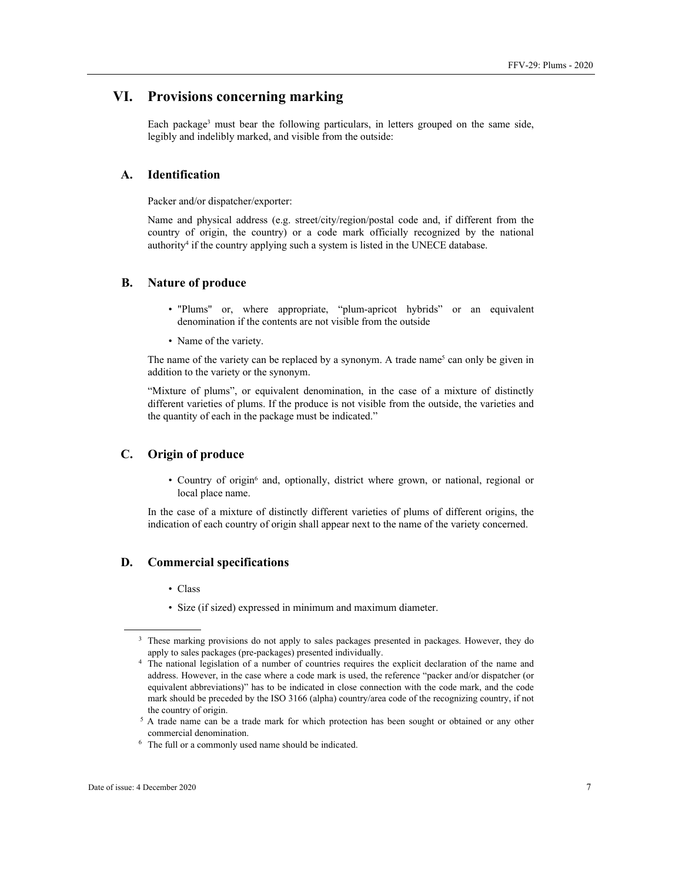# VI. Provisions concerning marking

Each package[3] must bear the following particulars, in letters grouped on the same side, legibly and indelibly marked, and visible from the outside:

## A. Identification

Packer and/or dispatcher/exporter:

Name and physical address (e.g. street/city/region/postal code and, if different from the country of origin, the country) or a code mark officially recognized by the national authority[4] if the country applying such a system is listed in the UNECE database.

## B. Nature of produce

- "Plums" or, where appropriate, “plum-apricot hybrids” or an equivalent denomination if the contents are not visible from the outside
- Name of the variety.

The name of the variety can be replaced by a synonym. A trade name[5] can only be given in addition to the variety or the synonym.

“Mixture of plums”, or equivalent denomination, in the case of a mixture of distinctly different varieties of plums. If the produce is not visible from the outside, the varieties and the quantity of each in the package must be indicated.”

## C. Origin of produce

- Country of origin[6] and, optionally, district where grown, or national, regional or local place name.

In the case of a mixture of distinctly different varieties of plums of different origins, the indication of each country of origin shall appear next to the name of the variety concerned.

## D. Commercial specifications

- Class
- Size (if sized) expressed in minimum and maximum diameter.

---

[3] These marking provisions do not apply to sales packages presented in packages. However, they do apply to sales packages (pre-packages) presented individually.

[4] The national legislation of a number of countries requires the explicit declaration of the name and address. However, in the case where a code mark is used, the reference “packer and/or dispatcher (or equivalent abbreviations)” has to be indicated in close connection with the code mark, and the code mark should be preceded by the ISO 3166 (alpha) country/area code of the recognizing country, if not the country of origin.

[5] A trade name can be a trade mark for which protection has been sought or obtained or any other commercial denomination.

[6] The full or a commonly used name should be indicated.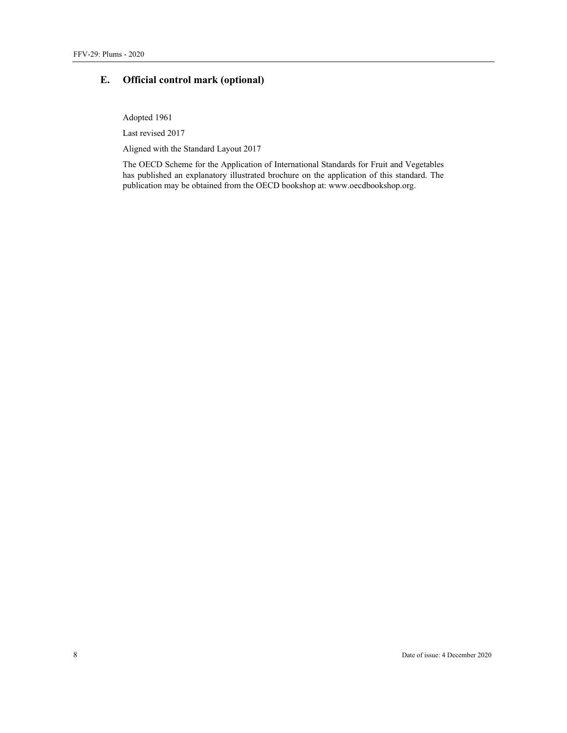## E. Official control mark (optional)

Adopted 1961

Last revised 2017

Aligned with the Standard Layout 2017

The OECD Scheme for the Application of International Standards for Fruit and Vegetables has published an explanatory illustrated brochure on the application of this standard. The publication may be obtained from the OECD bookshop at: www.oecdbookshop.org.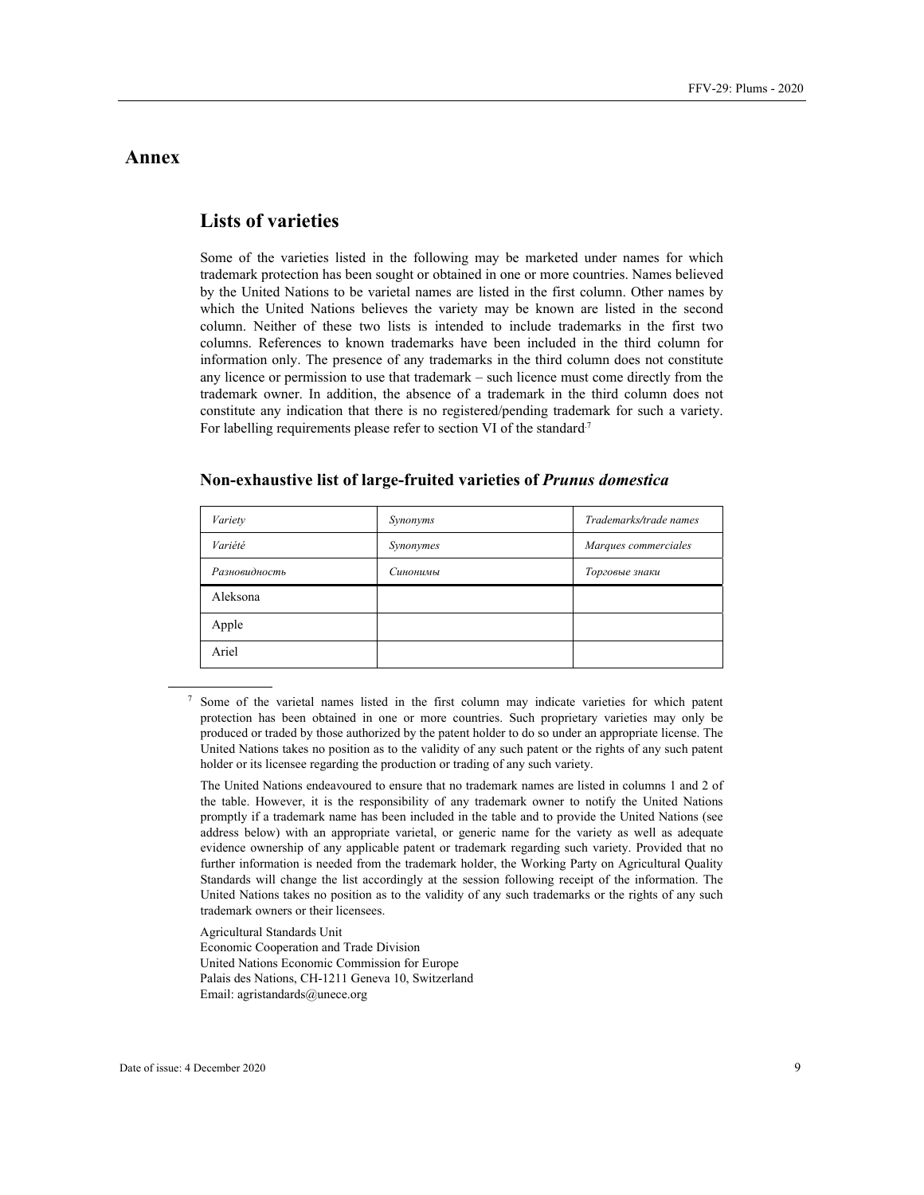# Annex

## Lists of varieties

Some of the varieties listed in the following may be marketed under names for which trademark protection has been sought or obtained in one or more countries. Names believed by the United Nations to be varietal names are listed in the first column. Other names by which the United Nations believes the variety may be known are listed in the second column. Neither of these two lists is intended to include trademarks in the first two columns. References to known trademarks have been included in the third column for information only. The presence of any trademarks in the third column does not constitute any licence or permission to use that trademark – such licence must come directly from the trademark owner. In addition, the absence of a trademark in the third column does not constitute any indication that there is no registered/pending trademark for such a variety. For labelling requirements please refer to section VI of the standard.[7]

### Non-exhaustive list of large-fruited varieties of *Prunus domestica*

| *Variety* | *Synonyms* | *Trademarks/trade names* |
|---|---|---|
| *Variété* | *Synonymes* | *Marques commerciales* |
| *Разновидность* | *Синонимы* | *Торговые знаки* |
| Aleksona | | |
| Apple | | |
| Ariel | | |

[7] Some of the varietal names listed in the first column may indicate varieties for which patent protection has been obtained in one or more countries. Such proprietary varieties may only be produced or traded by those authorized by the patent holder to do so under an appropriate license. The United Nations takes no position as to the validity of any such patent or the rights of any such patent holder or its licensee regarding the production or trading of any such variety.

The United Nations endeavoured to ensure that no trademark names are listed in columns 1 and 2 of the table. However, it is the responsibility of any trademark owner to notify the United Nations promptly if a trademark name has been included in the table and to provide the United Nations (see address below) with an appropriate varietal, or generic name for the variety as well as adequate evidence ownership of any applicable patent or trademark regarding such variety. Provided that no further information is needed from the trademark holder, the Working Party on Agricultural Quality Standards will change the list accordingly at the session following receipt of the information. The United Nations takes no position as to the validity of any such trademarks or the rights of any such trademark owners or their licensees.

Agricultural Standards Unit
Economic Cooperation and Trade Division
United Nations Economic Commission for Europe
Palais des Nations, CH-1211 Geneva 10, Switzerland
Email: agristandards@unece.org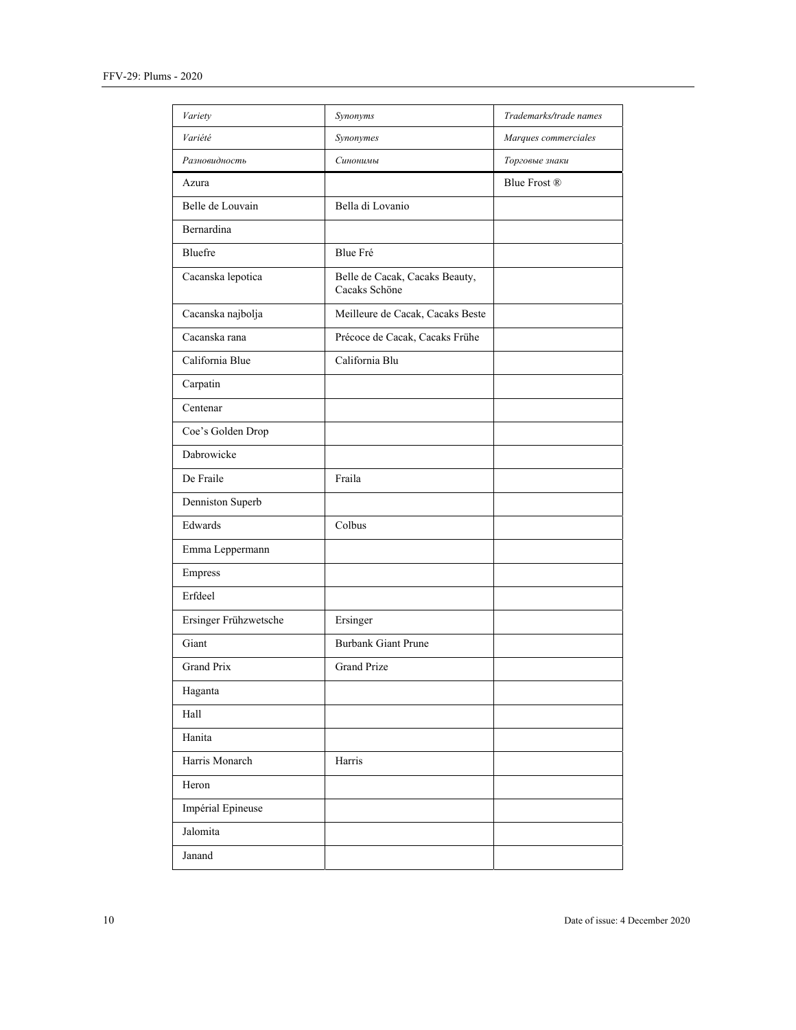| *Variety* | *Synonyms* | *Trademarks/trade names* |
|---|---|---|
| *Variété* | *Synonymes* | *Marques commerciales* |
| *Разновидность* | *Синонимы* | *Торговые знаки* |
| Azura | | Blue Frost ® |
| Belle de Louvain | Bella di Lovanio | |
| Bernardina | | |
| Bluefre | Blue Fré | |
| Cacanska lepotica | Belle de Cacak, Cacaks Beauty, Cacaks Schöne | |
| Cacanska najbolja | Meilleure de Cacak, Cacaks Beste | |
| Cacanska rana | Précoce de Cacak, Cacaks Frühe | |
| California Blue | California Blu | |
| Carpatin | | |
| Centenar | | |
| Coe's Golden Drop | | |
| Dabrowicke | | |
| De Fraile | Fraila | |
| Denniston Superb | | |
| Edwards | Colbus | |
| Emma Leppermann | | |
| Empress | | |
| Erfdeel | | |
| Ersinger Frühzwetsche | Ersinger | |
| Giant | Burbank Giant Prune | |
| Grand Prix | Grand Prize | |
| Haganta | | |
| Hall | | |
| Hanita | | |
| Harris Monarch | Harris | |
| Heron | | |
| Impérial Epineuse | | |
| Jalomita | | |
| Janand | | |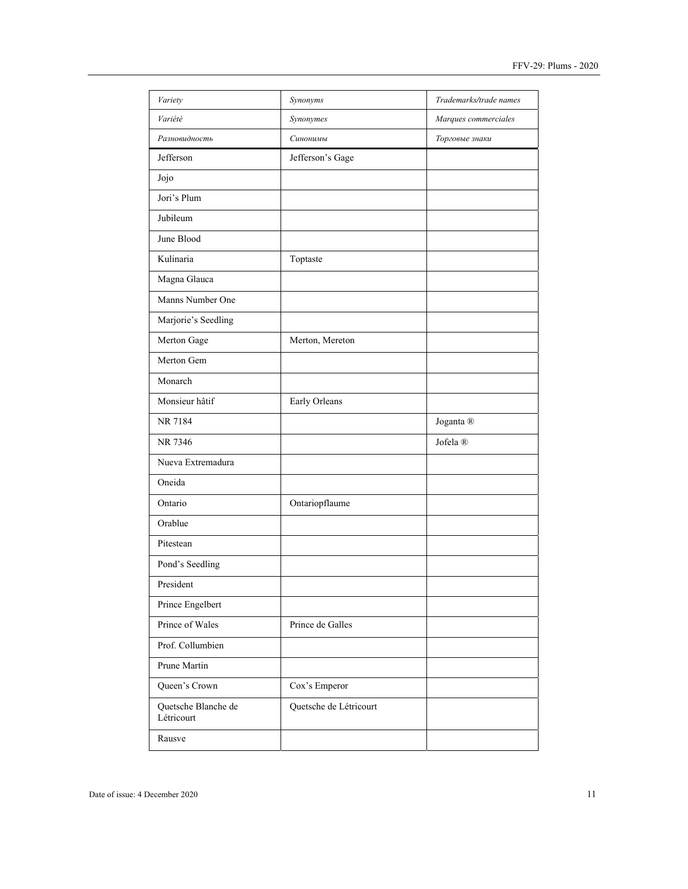| *Variety* | *Synonyms* | *Trademarks/trade names* |
|---|---|---|
| *Variété* | *Synonymes* | *Marques commerciales* |
| *Разновидность* | *Синонимы* | *Торговые знаки* |
| Jefferson | Jefferson's Gage | |
| Jojo | | |
| Jori's Plum | | |
| Jubileum | | |
| June Blood | | |
| Kulinaria | Toptaste | |
| Magna Glauca | | |
| Manns Number One | | |
| Marjorie's Seedling | | |
| Merton Gage | Merton, Mereton | |
| Merton Gem | | |
| Monarch | | |
| Monsieur hâtif | Early Orleans | |
| NR 7184 | | Joganta ® |
| NR 7346 | | Jofela ® |
| Nueva Extremadura | | |
| Oneida | | |
| Ontario | Ontariopflaume | |
| Orablue | | |
| Pitestean | | |
| Pond's Seedling | | |
| President | | |
| Prince Engelbert | | |
| Prince of Wales | Prince de Galles | |
| Prof. Collumbien | | |
| Prune Martin | | |
| Queen's Crown | Cox's Emperor | |
| Quetsche Blanche de Létricourt | Quetsche de Létricourt | |
| Rausve | | |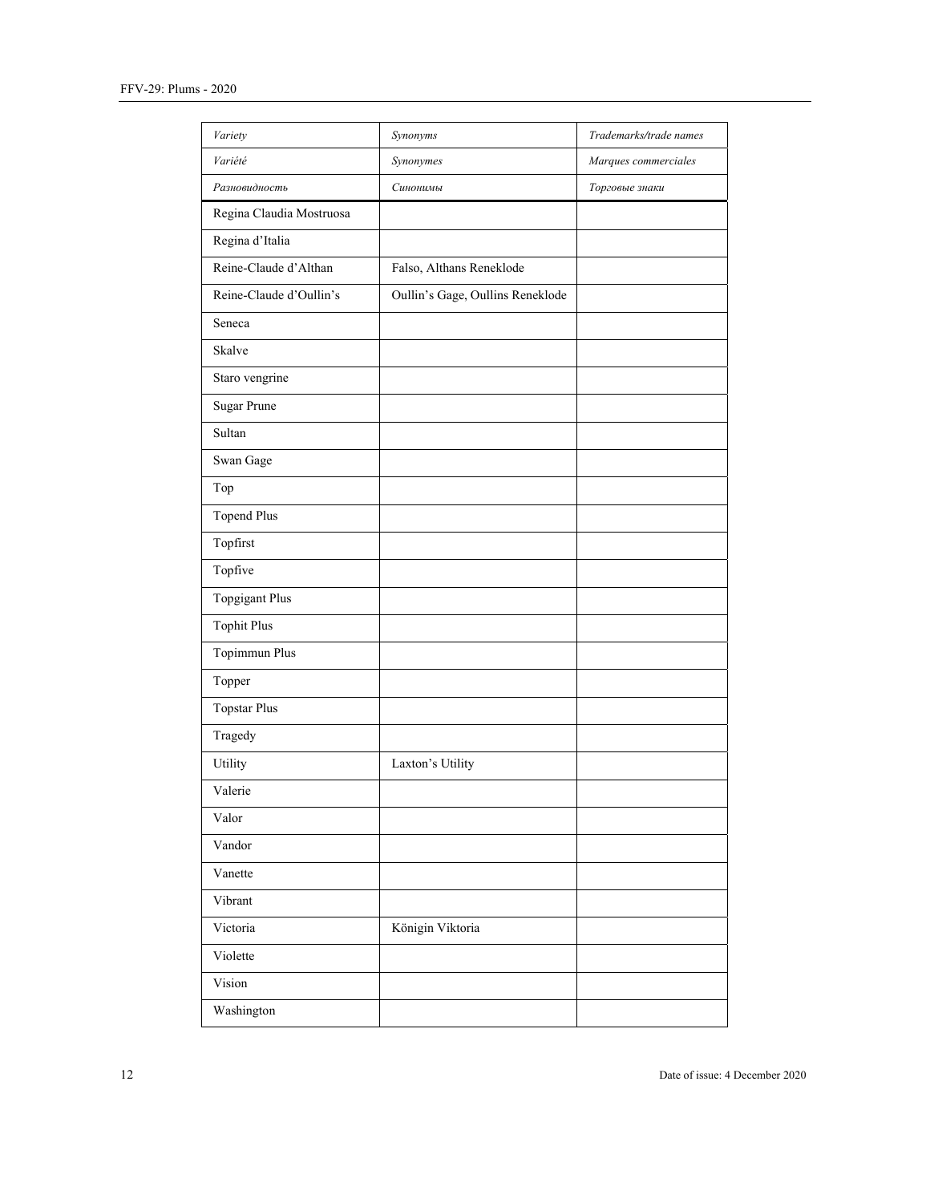| *Variety* | *Synonyms* | *Trademarks/trade names* |
|---|---|---|
| *Variété* | *Synonymes* | *Marques commerciales* |
| *Разновидность* | *Синонимы* | *Торговые знаки* |
| Regina Claudia Mostruosa | | |
| Regina d'Italia | | |
| Reine-Claude d'Althan | Falso, Althans Reneklode | |
| Reine-Claude d'Oullin's | Oullin's Gage, Oullins Reneklode | |
| Seneca | | |
| Skalve | | |
| Staro vengrine | | |
| Sugar Prune | | |
| Sultan | | |
| Swan Gage | | |
| Top | | |
| Topend Plus | | |
| Topfirst | | |
| Topfive | | |
| Topgigant Plus | | |
| Tophit Plus | | |
| Topimmun Plus | | |
| Topper | | |
| Topstar Plus | | |
| Tragedy | | |
| Utility | Laxton's Utility | |
| Valerie | | |
| Valor | | |
| Vandor | | |
| Vanette | | |
| Vibrant | | |
| Victoria | Königin Viktoria | |
| Violette | | |
| Vision | | |
| Washington | | |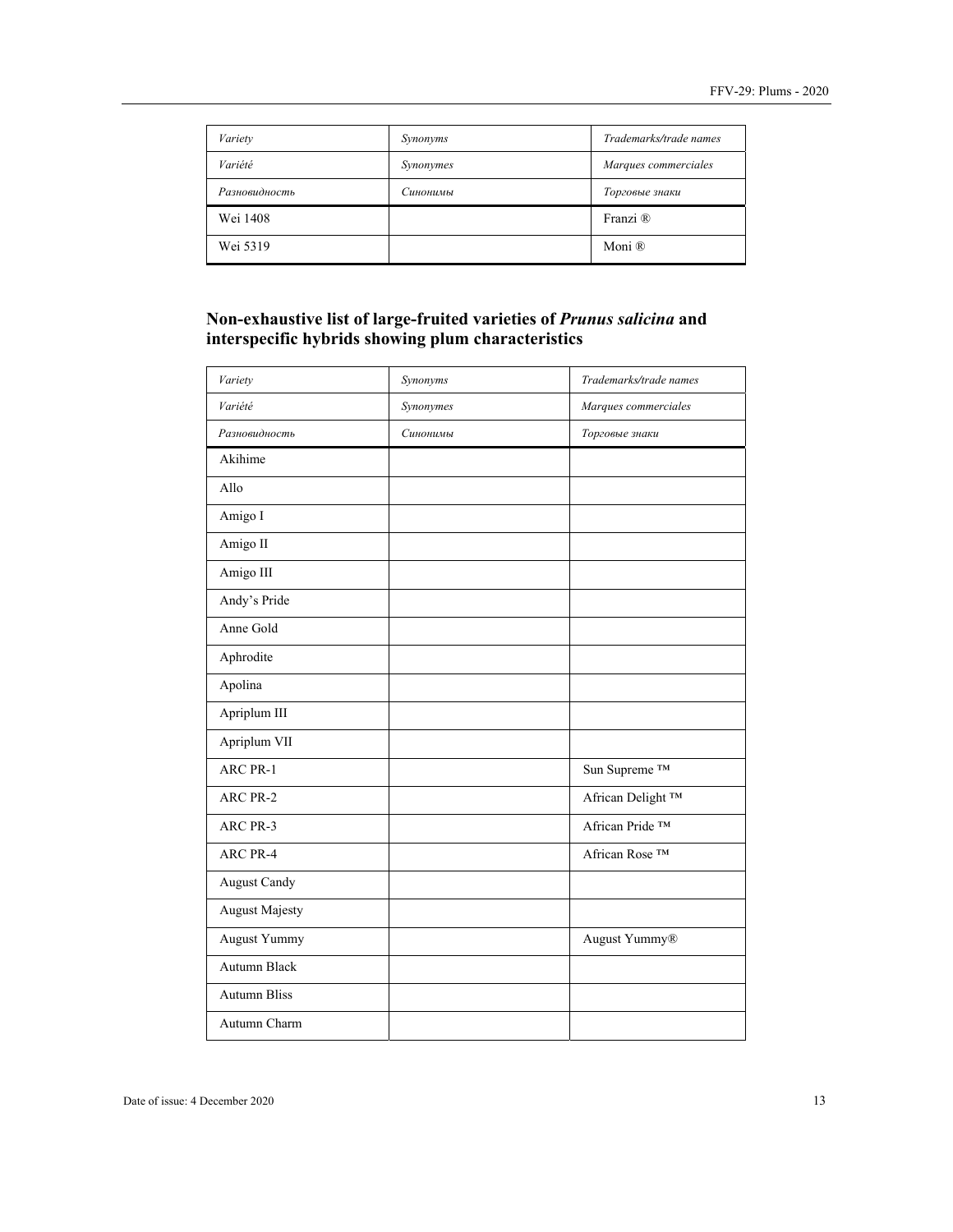| *Variety* | *Synonyms* | *Trademarks/trade names* |
|---|---|---|
| *Variété* | *Synonymes* | *Marques commerciales* |
| *Разновидность* | *Синонимы* | *Торговые знаки* |
| Wei 1408 | | Franzi ® |
| Wei 5319 | | Moni ® |

## Non-exhaustive list of large-fruited varieties of *Prunus salicina* and interspecific hybrids showing plum characteristics

| *Variety* | *Synonyms* | *Trademarks/trade names* |
|---|---|---|
| *Variété* | *Synonymes* | *Marques commerciales* |
| *Разновидность* | *Синонимы* | *Торговые знаки* |
| Akihime | | |
| Allo | | |
| Amigo I | | |
| Amigo II | | |
| Amigo III | | |
| Andy's Pride | | |
| Anne Gold | | |
| Aphrodite | | |
| Apolina | | |
| Apriplum III | | |
| Apriplum VII | | |
| ARC PR-1 | | Sun Supreme ™ |
| ARC PR-2 | | African Delight ™ |
| ARC PR-3 | | African Pride ™ |
| ARC PR-4 | | African Rose ™ |
| August Candy | | |
| August Majesty | | |
| August Yummy | | August Yummy® |
| Autumn Black | | |
| Autumn Bliss | | |
| Autumn Charm | | |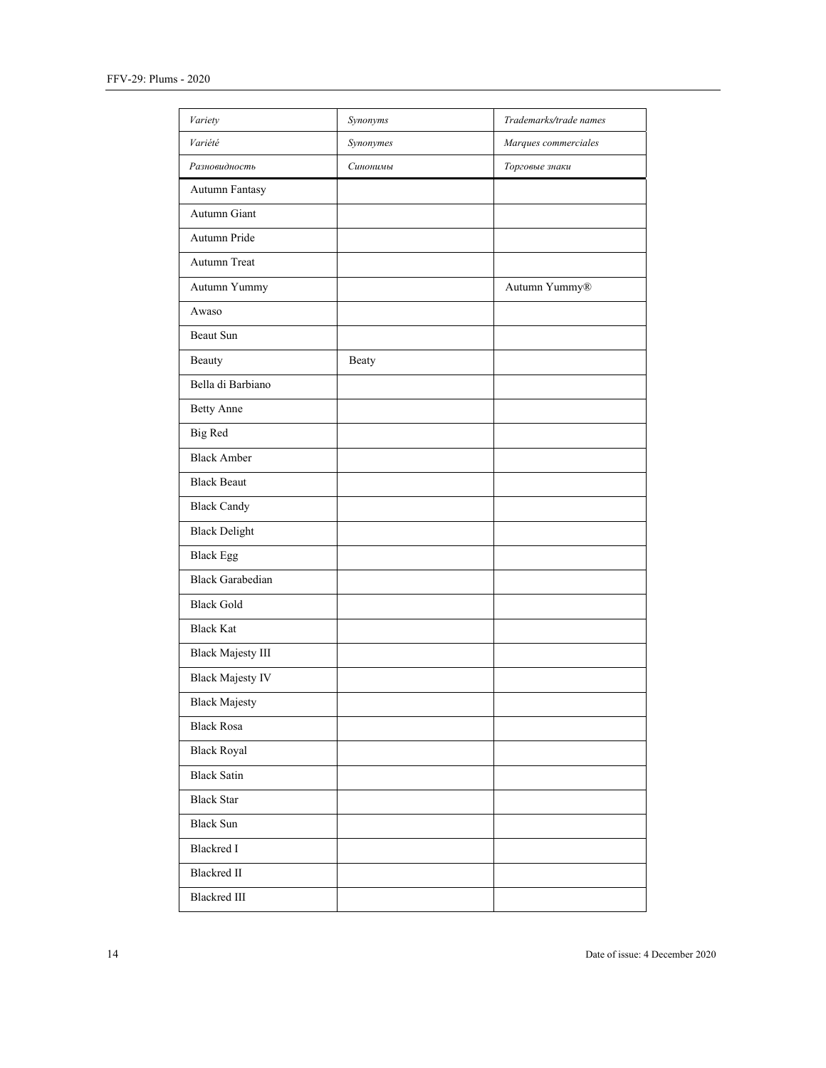| *Variety* | *Synonyms* | *Trademarks/trade names* |
|---|---|---|
| *Variété* | *Synonymes* | *Marques commerciales* |
| *Разновидность* | *Синонимы* | *Торговые знаки* |
| Autumn Fantasy | | |
| Autumn Giant | | |
| Autumn Pride | | |
| Autumn Treat | | |
| Autumn Yummy | | Autumn Yummy® |
| Awaso | | |
| Beaut Sun | | |
| Beauty | Beaty | |
| Bella di Barbiano | | |
| Betty Anne | | |
| Big Red | | |
| Black Amber | | |
| Black Beaut | | |
| Black Candy | | |
| Black Delight | | |
| Black Egg | | |
| Black Garabedian | | |
| Black Gold | | |
| Black Kat | | |
| Black Majesty III | | |
| Black Majesty IV | | |
| Black Majesty | | |
| Black Rosa | | |
| Black Royal | | |
| Black Satin | | |
| Black Star | | |
| Black Sun | | |
| Blackred I | | |
| Blackred II | | |
| Blackred III | | |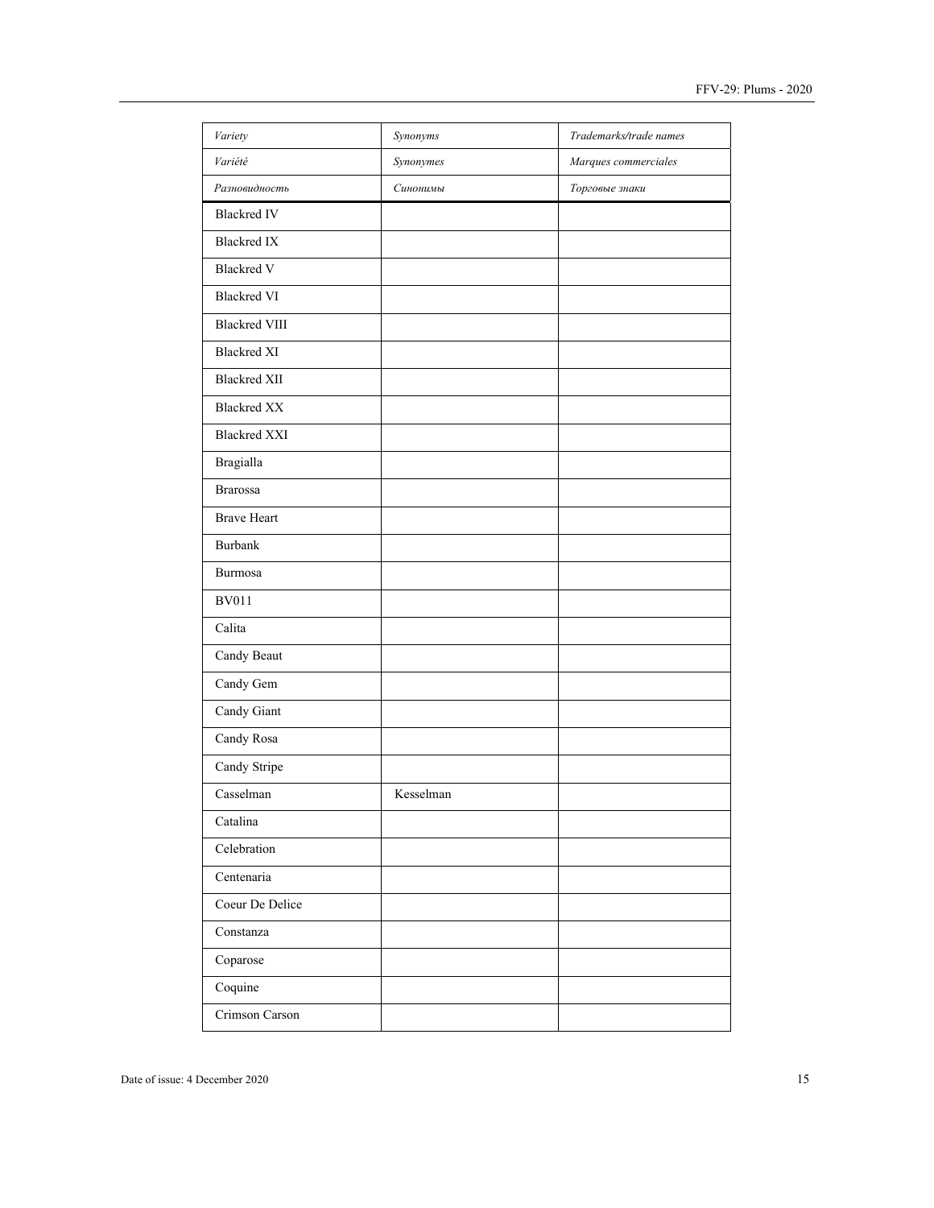| *Variety* | *Synonyms* | *Trademarks/trade names* |
|---|---|---|
| *Variété* | *Synonymes* | *Marques commerciales* |
| *Разновидность* | *Синонимы* | *Торговые знаки* |
| Blackred IV | | |
| Blackred IX | | |
| Blackred V | | |
| Blackred VI | | |
| Blackred VIII | | |
| Blackred XI | | |
| Blackred XII | | |
| Blackred XX | | |
| Blackred XXI | | |
| Bragialla | | |
| Brarossa | | |
| Brave Heart | | |
| Burbank | | |
| Burmosa | | |
| BV011 | | |
| Calita | | |
| Candy Beaut | | |
| Candy Gem | | |
| Candy Giant | | |
| Candy Rosa | | |
| Candy Stripe | | |
| Casselman | Kesselman | |
| Catalina | | |
| Celebration | | |
| Centenaria | | |
| Coeur De Delice | | |
| Constanza | | |
| Coparose | | |
| Coquine | | |
| Crimson Carson | | |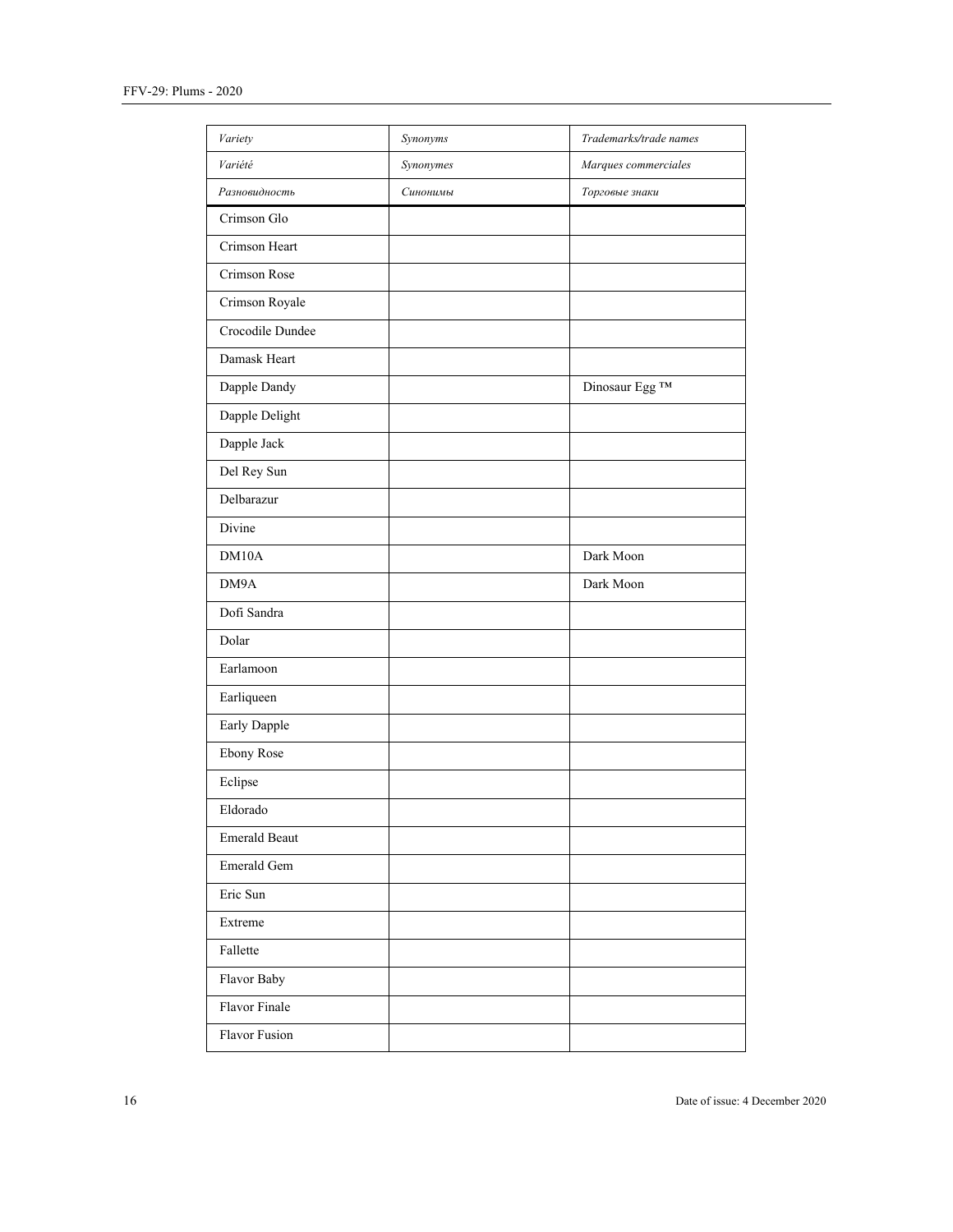| *Variety* | *Synonyms* | *Trademarks/trade names* |
|---|---|---|
| *Variété* | *Synonymes* | *Marques commerciales* |
| *Разновидность* | *Синонимы* | *Торговые знаки* |
| Crimson Glo | | |
| Crimson Heart | | |
| Crimson Rose | | |
| Crimson Royale | | |
| Crocodile Dundee | | |
| Damask Heart | | |
| Dapple Dandy | | Dinosaur Egg ™ |
| Dapple Delight | | |
| Dapple Jack | | |
| Del Rey Sun | | |
| Delbarazur | | |
| Divine | | |
| DM10A | | Dark Moon |
| DM9A | | Dark Moon |
| Dofi Sandra | | |
| Dolar | | |
| Earlamoon | | |
| Earliqueen | | |
| Early Dapple | | |
| Ebony Rose | | |
| Eclipse | | |
| Eldorado | | |
| Emerald Beaut | | |
| Emerald Gem | | |
| Eric Sun | | |
| Extreme | | |
| Fallette | | |
| Flavor Baby | | |
| Flavor Finale | | |
| Flavor Fusion | | |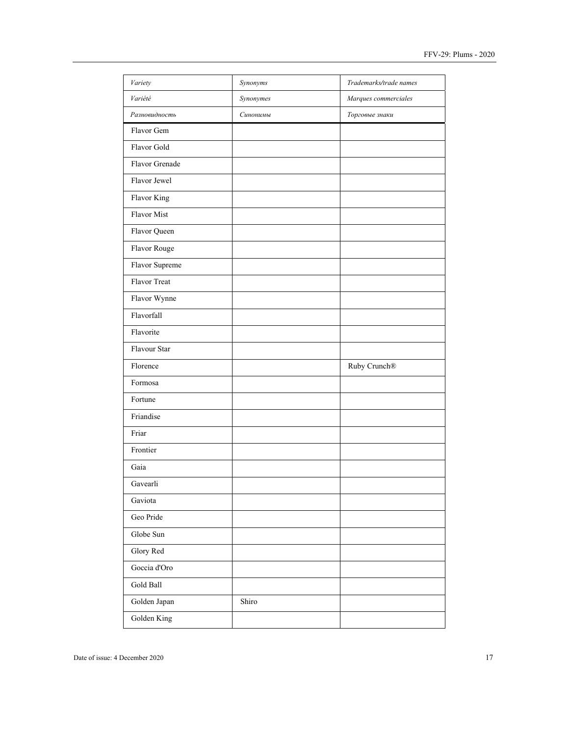| *Variety* | *Synonyms* | *Trademarks/trade names* |
|---|---|---|
| *Variété* | *Synonymes* | *Marques commerciales* |
| *Разновидность* | *Синонимы* | *Торговые знаки* |
| Flavor Gem | | |
| Flavor Gold | | |
| Flavor Grenade | | |
| Flavor Jewel | | |
| Flavor King | | |
| Flavor Mist | | |
| Flavor Queen | | |
| Flavor Rouge | | |
| Flavor Supreme | | |
| Flavor Treat | | |
| Flavor Wynne | | |
| Flavorfall | | |
| Flavorite | | |
| Flavour Star | | |
| Florence | | Ruby Crunch® |
| Formosa | | |
| Fortune | | |
| Friandise | | |
| Friar | | |
| Frontier | | |
| Gaia | | |
| Gavearli | | |
| Gaviota | | |
| Geo Pride | | |
| Globe Sun | | |
| Glory Red | | |
| Goccia d'Oro | | |
| Gold Ball | | |
| Golden Japan | Shiro | |
| Golden King | | |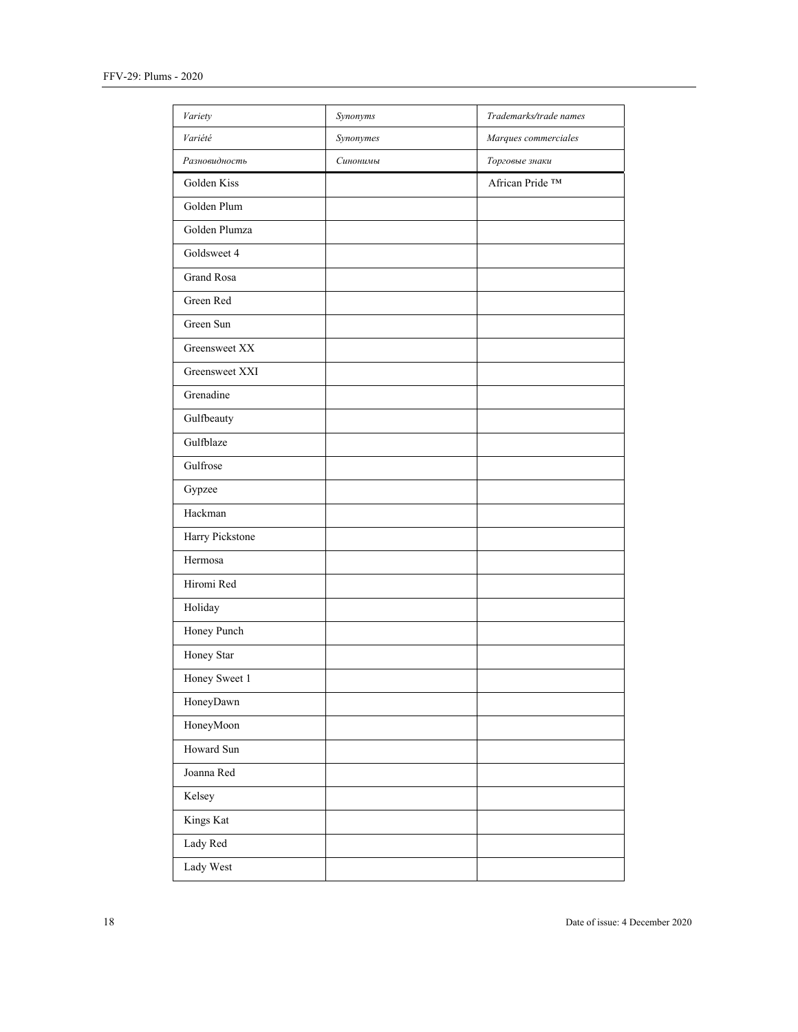| *Variety* | *Synonyms* | *Trademarks/trade names* |
|---|---|---|
| *Variété* | *Synonymes* | *Marques commerciales* |
| *Разновидность* | *Синонимы* | *Торговые знаки* |
| Golden Kiss | | African Pride ™ |
| Golden Plum | | |
| Golden Plumza | | |
| Goldsweet 4 | | |
| Grand Rosa | | |
| Green Red | | |
| Green Sun | | |
| Greensweet XX | | |
| Greensweet XXI | | |
| Grenadine | | |
| Gulfbeauty | | |
| Gulfblaze | | |
| Gulfrose | | |
| Gypzee | | |
| Hackman | | |
| Harry Pickstone | | |
| Hermosa | | |
| Hiromi Red | | |
| Holiday | | |
| Honey Punch | | |
| Honey Star | | |
| Honey Sweet 1 | | |
| HoneyDawn | | |
| HoneyMoon | | |
| Howard Sun | | |
| Joanna Red | | |
| Kelsey | | |
| Kings Kat | | |
| Lady Red | | |
| Lady West | | |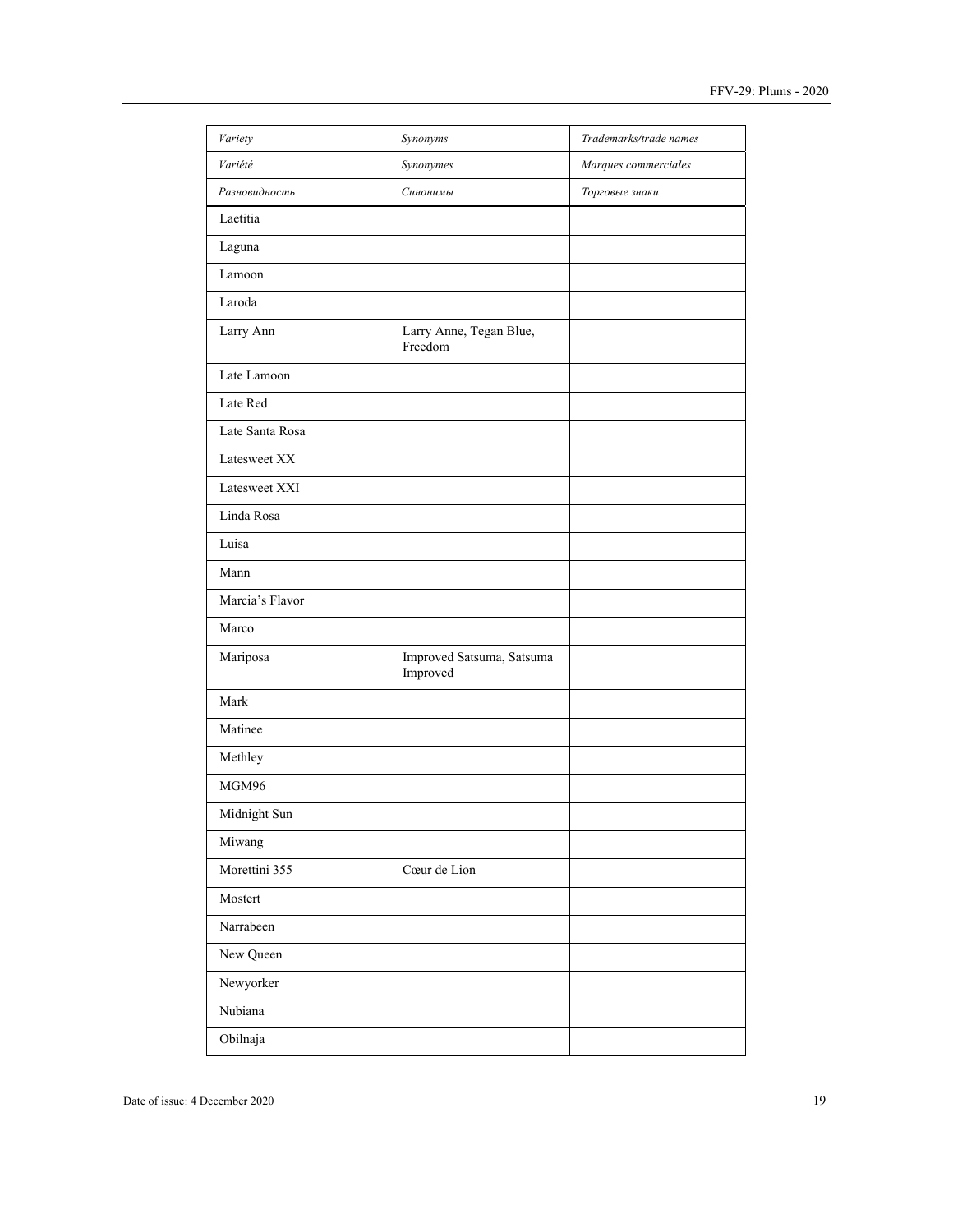| *Variety* | *Synonyms* | *Trademarks/trade names* |
|---|---|---|
| *Variété* | *Synonymes* | *Marques commerciales* |
| *Разновидность* | *Синонимы* | *Торговые знаки* |
| Laetitia | | |
| Laguna | | |
| Lamoon | | |
| Laroda | | |
| Larry Ann | Larry Anne, Tegan Blue, Freedom | |
| Late Lamoon | | |
| Late Red | | |
| Late Santa Rosa | | |
| Latesweet XX | | |
| Latesweet XXI | | |
| Linda Rosa | | |
| Luisa | | |
| Mann | | |
| Marcia's Flavor | | |
| Marco | | |
| Mariposa | Improved Satsuma, Satsuma Improved | |
| Mark | | |
| Matinee | | |
| Methley | | |
| MGM96 | | |
| Midnight Sun | | |
| Miwang | | |
| Morettini 355 | Cœur de Lion | |
| Mostert | | |
| Narrabeen | | |
| New Queen | | |
| Newyorker | | |
| Nubiana | | |
| Obilnaja | | |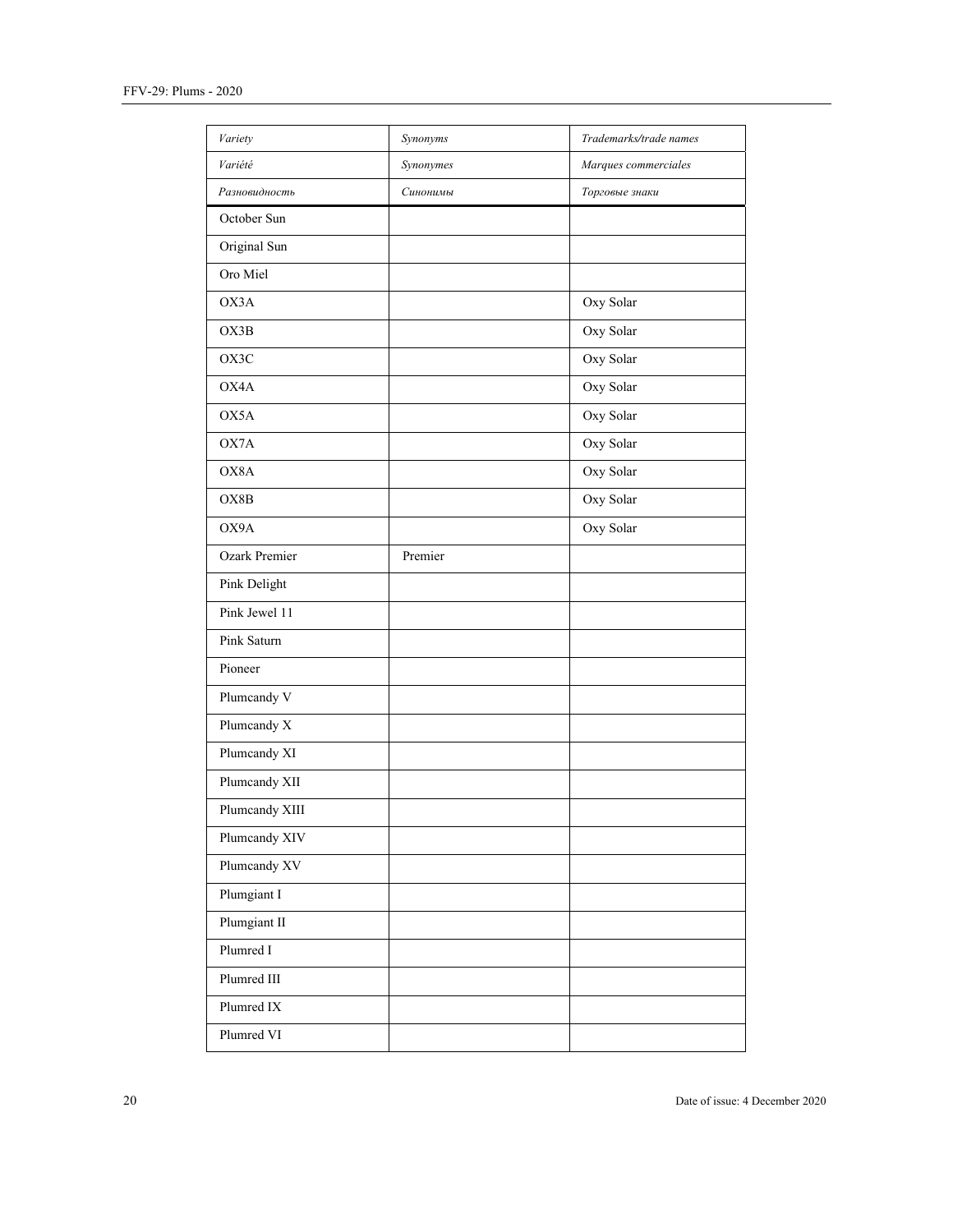| *Variety* | *Synonyms* | *Trademarks/trade names* |
|---|---|---|
| *Variété* | *Synonymes* | *Marques commerciales* |
| *Разновидность* | *Синонимы* | *Торговые знаки* |
| October Sun | | |
| Original Sun | | |
| Oro Miel | | |
| OX3A | | Oxy Solar |
| OX3B | | Oxy Solar |
| OX3C | | Oxy Solar |
| OX4A | | Oxy Solar |
| OX5A | | Oxy Solar |
| OX7A | | Oxy Solar |
| OX8A | | Oxy Solar |
| OX8B | | Oxy Solar |
| OX9A | | Oxy Solar |
| Ozark Premier | Premier | |
| Pink Delight | | |
| Pink Jewel 11 | | |
| Pink Saturn | | |
| Pioneer | | |
| Plumcandy V | | |
| Plumcandy X | | |
| Plumcandy XI | | |
| Plumcandy XII | | |
| Plumcandy XIII | | |
| Plumcandy XIV | | |
| Plumcandy XV | | |
| Plumgiant I | | |
| Plumgiant II | | |
| Plumred I | | |
| Plumred III | | |
| Plumred IX | | |
| Plumred VI | | |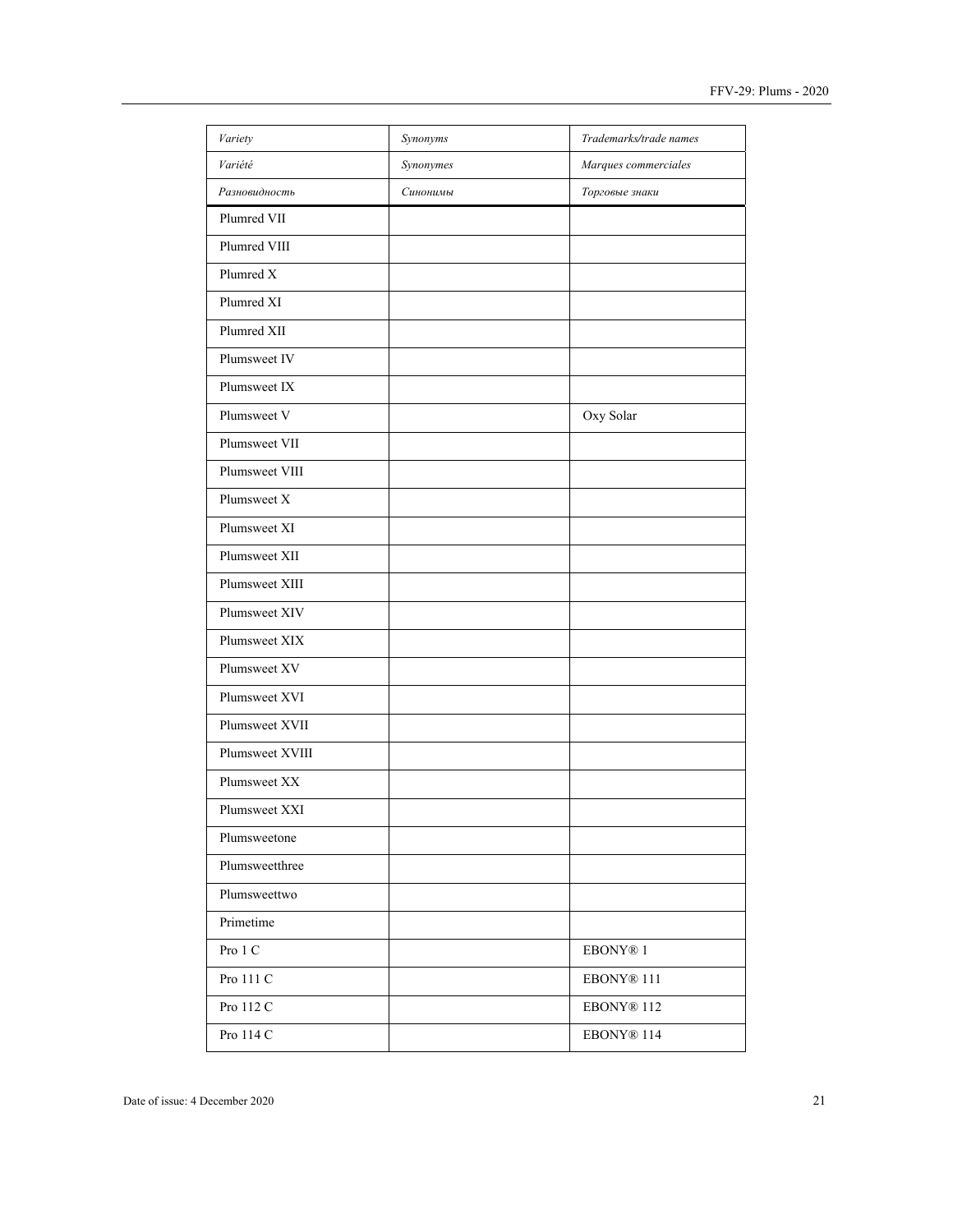| *Variety* | *Synonyms* | *Trademarks/trade names* |
| --- | --- | --- |
| *Variété* | *Synonymes* | *Marques commerciales* |
| *Разновидность* | *Синонимы* | *Торговые знаки* |
| Plumred VII | | |
| Plumred VIII | | |
| Plumred X | | |
| Plumred XI | | |
| Plumred XII | | |
| Plumsweet IV | | |
| Plumsweet IX | | |
| Plumsweet V | | Oxy Solar |
| Plumsweet VII | | |
| Plumsweet VIII | | |
| Plumsweet X | | |
| Plumsweet XI | | |
| Plumsweet XII | | |
| Plumsweet XIII | | |
| Plumsweet XIV | | |
| Plumsweet XIX | | |
| Plumsweet XV | | |
| Plumsweet XVI | | |
| Plumsweet XVII | | |
| Plumsweet XVIII | | |
| Plumsweet XX | | |
| Plumsweet XXI | | |
| Plumsweetone | | |
| Plumsweetthree | | |
| Plumsweettwo | | |
| Primetime | | |
| Pro 1 C | | EBONY® 1 |
| Pro 111 C | | EBONY® 111 |
| Pro 112 C | | EBONY® 112 |
| Pro 114 C | | EBONY® 114 |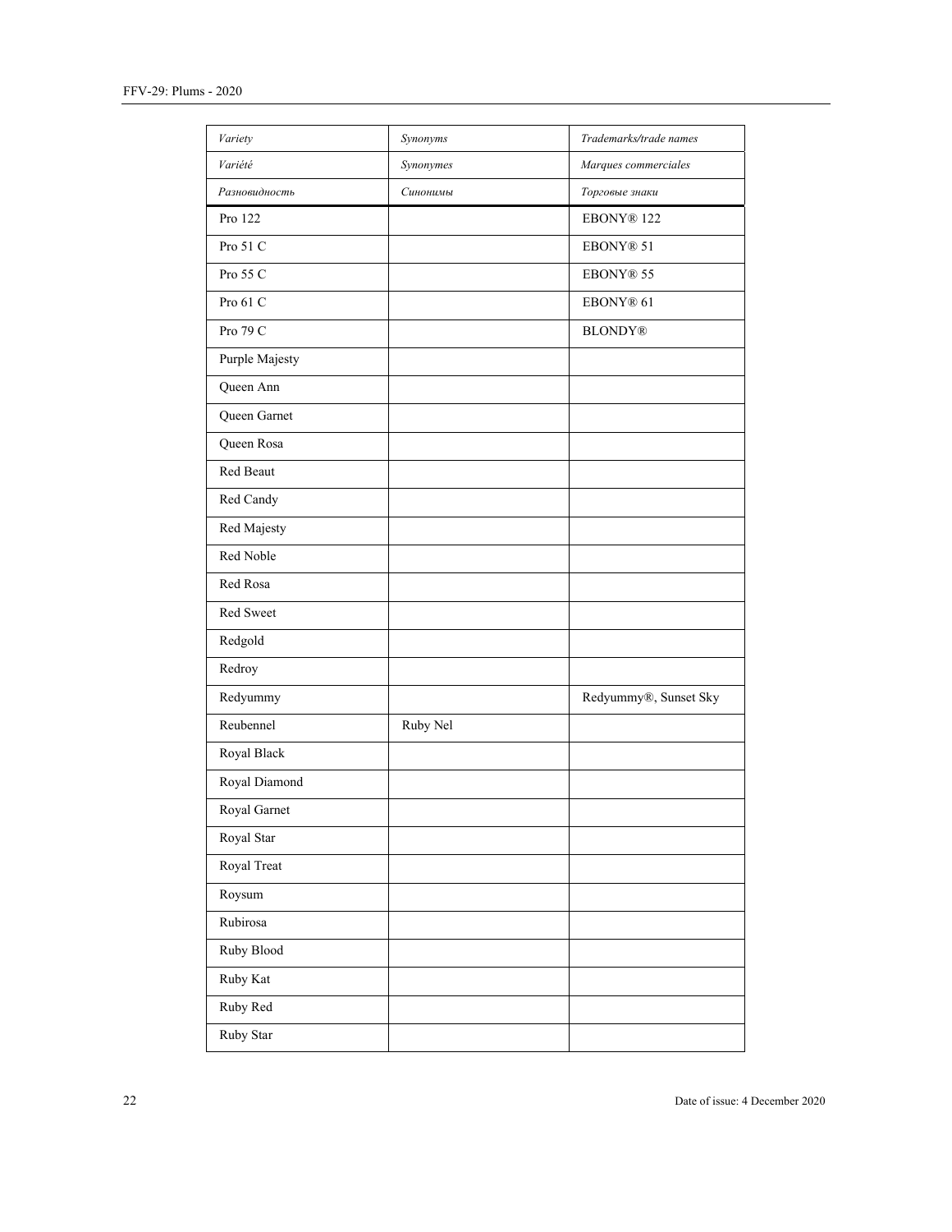| *Variety* | *Synonyms* | *Trademarks/trade names* |
|---|---|---|
| *Variété* | *Synonymes* | *Marques commerciales* |
| *Разновидность* | *Синонимы* | *Торговые знаки* |
| Pro 122 | | EBONY® 122 |
| Pro 51 C | | EBONY® 51 |
| Pro 55 C | | EBONY® 55 |
| Pro 61 C | | EBONY® 61 |
| Pro 79 C | | BLONDY® |
| Purple Majesty | | |
| Queen Ann | | |
| Queen Garnet | | |
| Queen Rosa | | |
| Red Beaut | | |
| Red Candy | | |
| Red Majesty | | |
| Red Noble | | |
| Red Rosa | | |
| Red Sweet | | |
| Redgold | | |
| Redroy | | |
| Redyummy | | Redyummy®, Sunset Sky |
| Reubennel | Ruby Nel | |
| Royal Black | | |
| Royal Diamond | | |
| Royal Garnet | | |
| Royal Star | | |
| Royal Treat | | |
| Roysum | | |
| Rubirosa | | |
| Ruby Blood | | |
| Ruby Kat | | |
| Ruby Red | | |
| Ruby Star | | |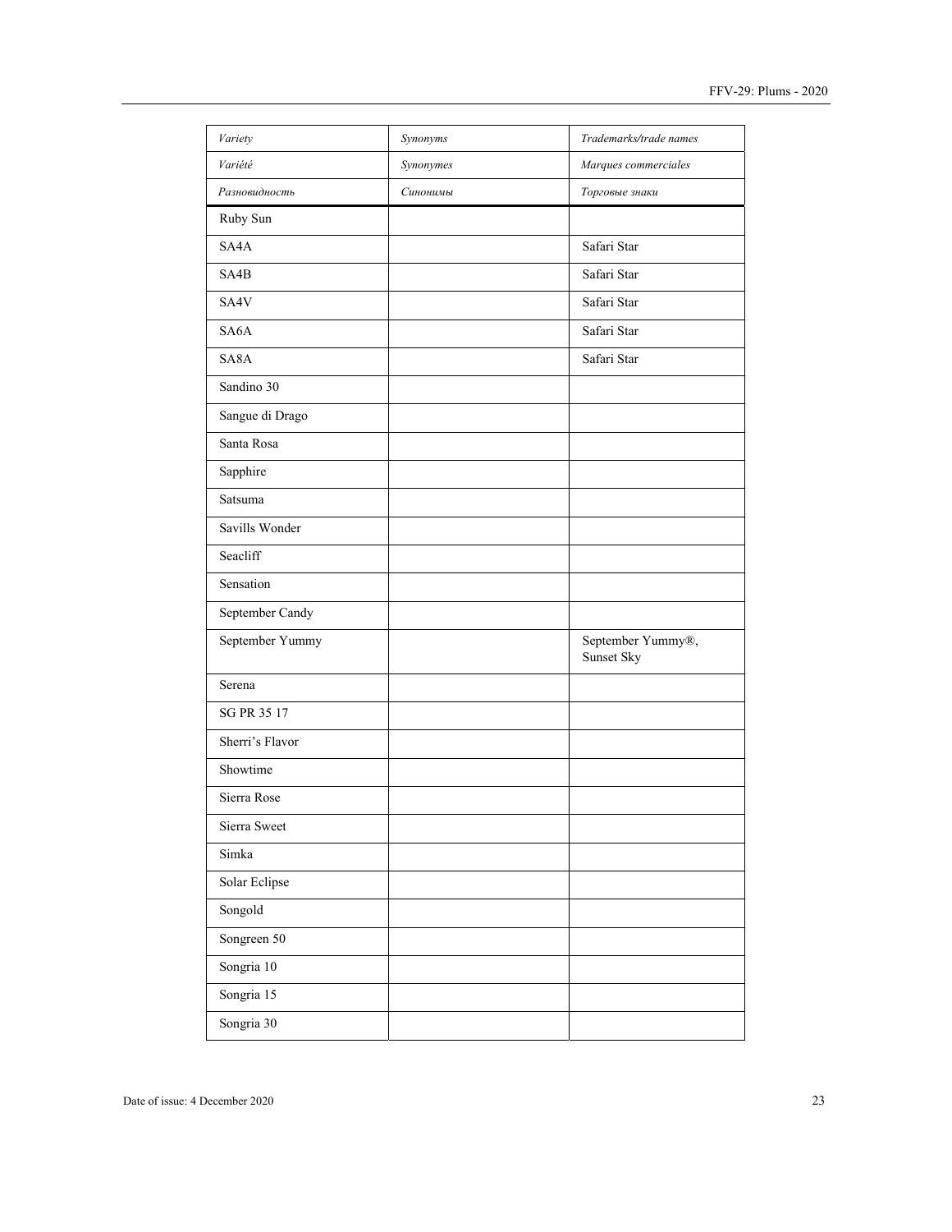| *Variety* | *Synonyms* | *Trademarks/trade names* |
|---|---|---|
| *Variété* | *Synonymes* | *Marques commerciales* |
| *Разновидность* | *Синонимы* | *Торговые знаки* |
| Ruby Sun | | |
| SA4A | | Safari Star |
| SA4B | | Safari Star |
| SA4V | | Safari Star |
| SA6A | | Safari Star |
| SA8A | | Safari Star |
| Sandino 30 | | |
| Sangue di Drago | | |
| Santa Rosa | | |
| Sapphire | | |
| Satsuma | | |
| Savills Wonder | | |
| Seacliff | | |
| Sensation | | |
| September Candy | | |
| September Yummy | | September Yummy®, Sunset Sky |
| Serena | | |
| SG PR 35 17 | | |
| Sherri's Flavor | | |
| Showtime | | |
| Sierra Rose | | |
| Sierra Sweet | | |
| Simka | | |
| Solar Eclipse | | |
| Songold | | |
| Songreen 50 | | |
| Songria 10 | | |
| Songria 15 | | |
| Songria 30 | | |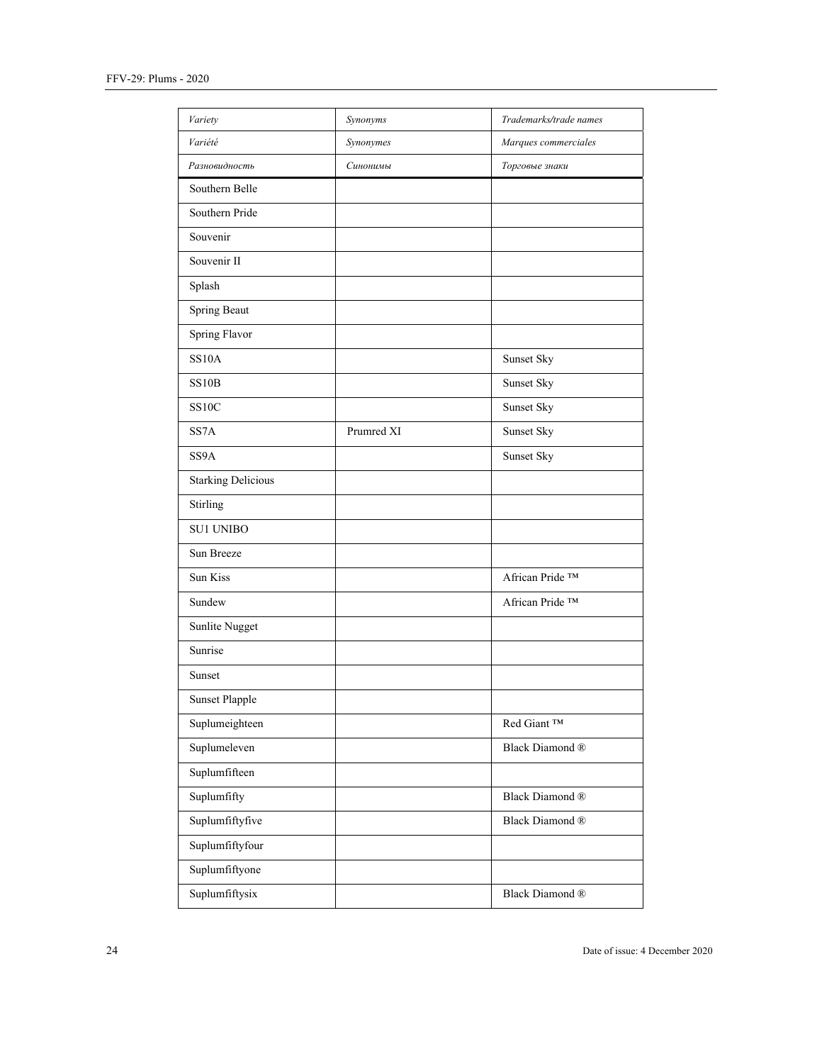| *Variety* | *Synonyms* | *Trademarks/trade names* |
|---|---|---|
| *Variété* | *Synonymes* | *Marques commerciales* |
| *Разновидность* | *Синонимы* | *Торговые знаки* |
| Southern Belle | | |
| Southern Pride | | |
| Souvenir | | |
| Souvenir II | | |
| Splash | | |
| Spring Beaut | | |
| Spring Flavor | | |
| SS10A | | Sunset Sky |
| SS10B | | Sunset Sky |
| SS10C | | Sunset Sky |
| SS7A | Prumred XI | Sunset Sky |
| SS9A | | Sunset Sky |
| Starking Delicious | | |
| Stirling | | |
| SU1 UNIBO | | |
| Sun Breeze | | |
| Sun Kiss | | African Pride ™ |
| Sundew | | African Pride ™ |
| Sunlite Nugget | | |
| Sunrise | | |
| Sunset | | |
| Sunset Plapple | | |
| Suplumeighteen | | Red Giant ™ |
| Suplumeleven | | Black Diamond ® |
| Suplumfifteen | | |
| Suplumfifty | | Black Diamond ® |
| Suplumfiftyfive | | Black Diamond ® |
| Suplumfiftyfour | | |
| Suplumfiftyone | | |
| Suplumfiftysix | | Black Diamond ® |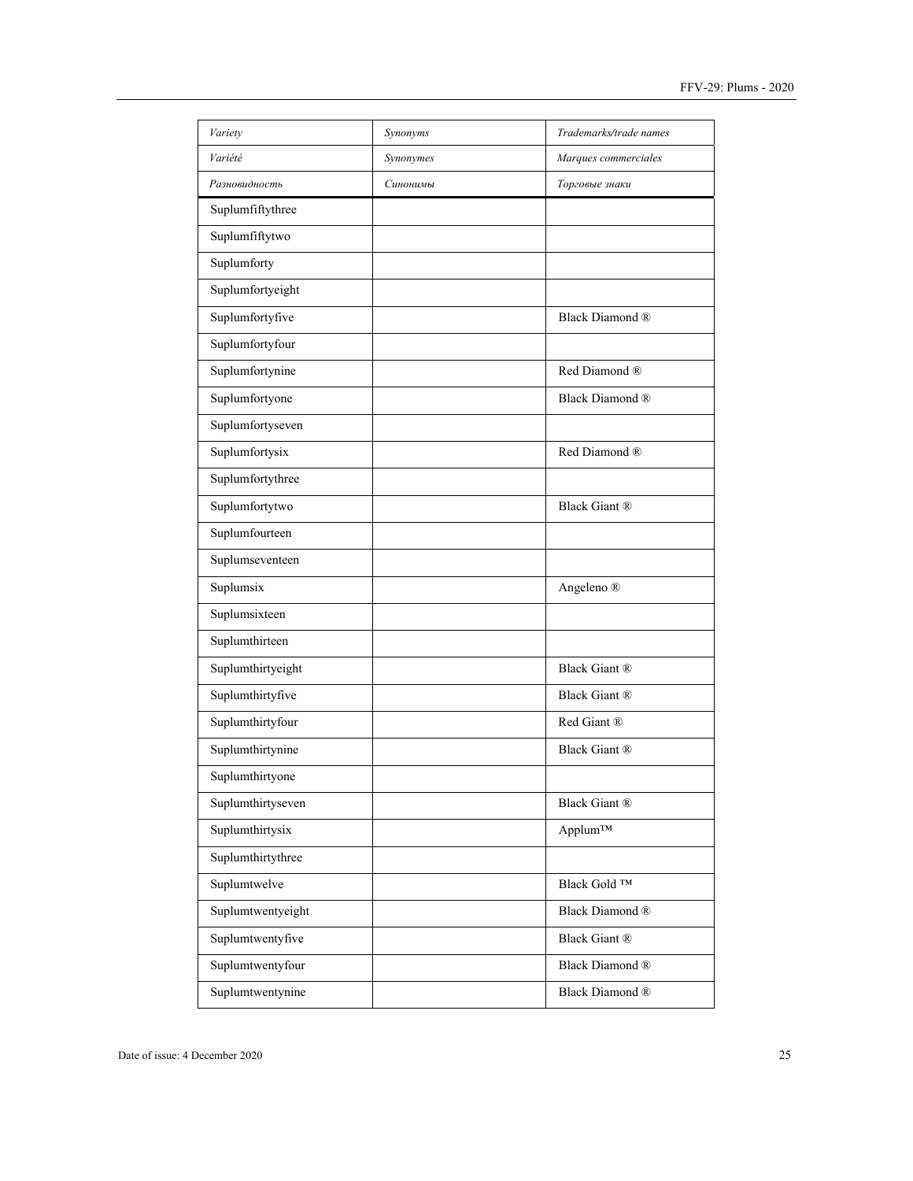| *Variety* | *Synonyms* | *Trademarks/trade names* |
|---|---|---|
| *Variété* | *Synonymes* | *Marques commerciales* |
| *Разновидность* | *Синонимы* | *Торговые знаки* |
| Suplumfiftythree | | |
| Suplumfiftytwo | | |
| Suplumforty | | |
| Suplumfortyeight | | |
| Suplumfortyfive | | Black Diamond ® |
| Suplumfortyfour | | |
| Suplumfortynine | | Red Diamond ® |
| Suplumfortyone | | Black Diamond ® |
| Suplumfortyseven | | |
| Suplumfortysix | | Red Diamond ® |
| Suplumfortythree | | |
| Suplumfortytwo | | Black Giant ® |
| Suplumfourteen | | |
| Suplumseventeen | | |
| Suplumsix | | Angeleno ® |
| Suplumsixteen | | |
| Suplumthirteen | | |
| Suplumthirtyeight | | Black Giant ® |
| Suplumthirtyfive | | Black Giant ® |
| Suplumthirtyfour | | Red Giant ® |
| Suplumthirtynine | | Black Giant ® |
| Suplumthirtyone | | |
| Suplumthirtyseven | | Black Giant ® |
| Suplumthirtysix | | Applum™ |
| Suplumthirtythree | | |
| Suplumtwelve | | Black Gold ™ |
| Suplumtwentyeight | | Black Diamond ® |
| Suplumtwentyfive | | Black Giant ® |
| Suplumtwentyfour | | Black Diamond ® |
| Suplumtwentynine | | Black Diamond ® |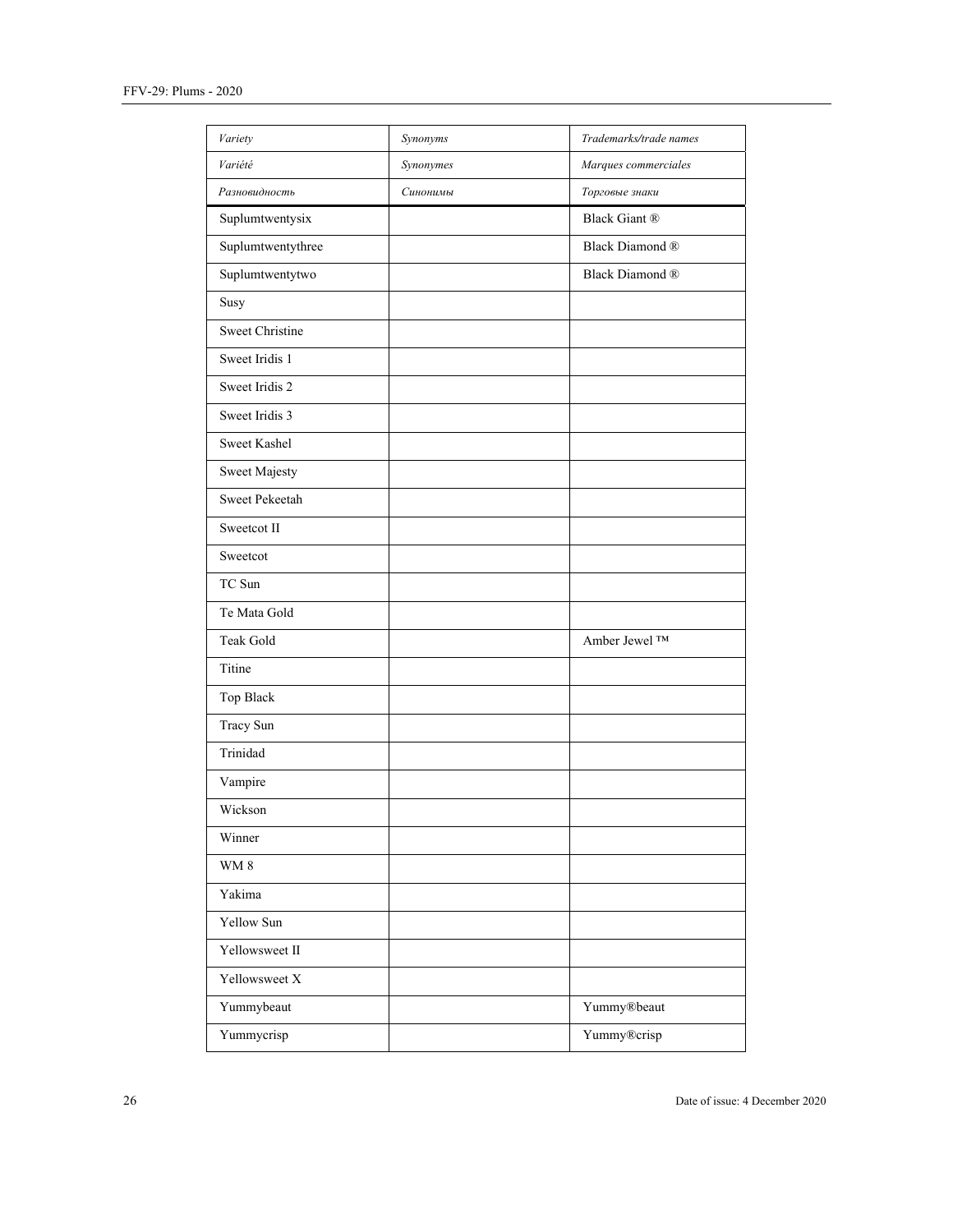| *Variety* | *Synonyms* | *Trademarks/trade names* |
|---|---|---|
| *Variété* | *Synonymes* | *Marques commerciales* |
| *Разновидность* | *Синонимы* | *Торговые знаки* |
| Suplumtwentysix | | Black Giant ® |
| Suplumtwentythree | | Black Diamond ® |
| Suplumtwentytwo | | Black Diamond ® |
| Susy | | |
| Sweet Christine | | |
| Sweet Iridis 1 | | |
| Sweet Iridis 2 | | |
| Sweet Iridis 3 | | |
| Sweet Kashel | | |
| Sweet Majesty | | |
| Sweet Pekeetah | | |
| Sweetcot II | | |
| Sweetcot | | |
| TC Sun | | |
| Te Mata Gold | | |
| Teak Gold | | Amber Jewel ™ |
| Titine | | |
| Top Black | | |
| Tracy Sun | | |
| Trinidad | | |
| Vampire | | |
| Wickson | | |
| Winner | | |
| WM 8 | | |
| Yakima | | |
| Yellow Sun | | |
| Yellowsweet II | | |
| Yellowsweet X | | |
| Yummybeaut | | Yummy®beaut |
| Yummycrisp | | Yummy®crisp |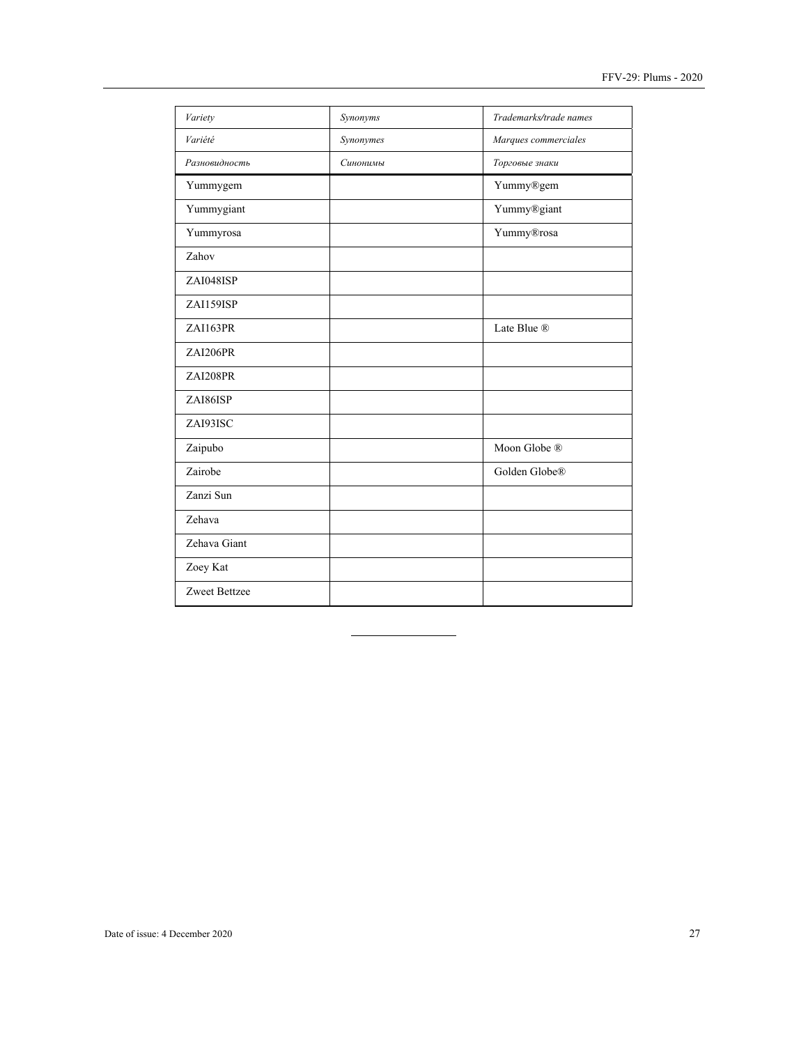| *Variety* | *Synonyms* | *Trademarks/trade names* |
| --- | --- | --- |
| *Variété* | *Synonymes* | *Marques commerciales* |
| *Разновидность* | *Синонимы* | *Торговые знаки* |
| Yummygem | | Yummy®gem |
| Yummygiant | | Yummy®giant |
| Yummyrosa | | Yummy®rosa |
| Zahov | | |
| ZAI048ISP | | |
| ZAI159ISP | | |
| ZAI163PR | | Late Blue ® |
| ZAI206PR | | |
| ZAI208PR | | |
| ZAI86ISP | | |
| ZAI93ISC | | |
| Zaipubo | | Moon Globe ® |
| Zairobe | | Golden Globe® |
| Zanzi Sun | | |
| Zehava | | |
| Zehava Giant | | |
| Zoey Kat | | |
| Zweet Bettzee | | |